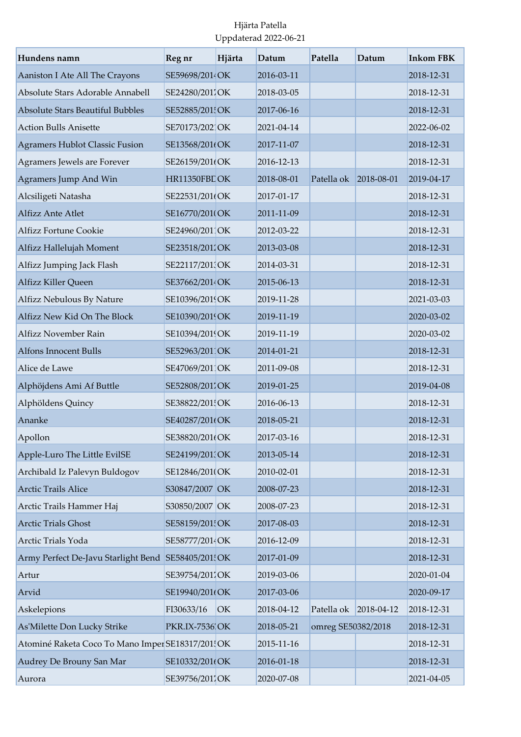Hjärta Patella
Uppdaterad 2022-06-21

| Hundens namn | Reg nr | Hjärta | Datum | Patella | Datum | Inkom FBK |
|---|---|---|---|---|---|---|
| Aaniston I Ate All The Crayons | SE59698/2014 | OK | 2016-03-11 | | | 2018-12-31 |
| Absolute Stars Adorable Annabell | SE24280/2017 | OK | 2018-03-05 | | | 2018-12-31 |
| Absolute Stars Beautiful Bubbles | SE52885/2015 | OK | 2017-06-16 | | | 2018-12-31 |
| Action Bulls Anisette | SE70173/2021 | OK | 2021-04-14 | | | 2022-06-02 |
| Agramers Hublot Classic Fusion | SE13568/2016 | OK | 2017-11-07 | | | 2018-12-31 |
| Agramers Jewels are Forever | SE26159/2016 | OK | 2016-12-13 | | | 2018-12-31 |
| Agramers Jump And Win | HR11350FBD | OK | 2018-08-01 | Patella ok | 2018-08-01 | 2019-04-17 |
| Alcsiligeti Natasha | SE22531/2016 | OK | 2017-01-17 | | | 2018-12-31 |
| Alfizz Ante Atlet | SE16770/2010 | OK | 2011-11-09 | | | 2018-12-31 |
| Alfizz Fortune Cookie | SE24960/2011 | OK | 2012-03-22 | | | 2018-12-31 |
| Alfizz Hallelujah Moment | SE23518/2012 | OK | 2013-03-08 | | | 2018-12-31 |
| Alfizz Jumping Jack Flash | SE22117/2013 | OK | 2014-03-31 | | | 2018-12-31 |
| Alfizz Killer Queen | SE37662/2014 | OK | 2015-06-13 | | | 2018-12-31 |
| Alfizz Nebulous By Nature | SE10396/2019 | OK | 2019-11-28 | | | 2021-03-03 |
| Alfizz New Kid On The Block | SE10390/2019 | OK | 2019-11-19 | | | 2020-03-02 |
| Alfizz November Rain | SE10394/2019 | OK | 2019-11-19 | | | 2020-03-02 |
| Alfons Innocent Bulls | SE52963/2011 | OK | 2014-01-21 | | | 2018-12-31 |
| Alice de Lawe | SE47069/2011 | OK | 2011-09-08 | | | 2018-12-31 |
| Alphöjdens Ami Af Buttle | SE52808/2017 | OK | 2019-01-25 | | | 2019-04-08 |
| Alphöldens Quincy | SE38822/2015 | OK | 2016-06-13 | | | 2018-12-31 |
| Ananke | SE40287/2016 | OK | 2018-05-21 | | | 2018-12-31 |
| Apollon | SE38820/2016 | OK | 2017-03-16 | | | 2018-12-31 |
| Apple-Luro The Little EvilSE | SE24199/2013 | OK | 2013-05-14 | | | 2018-12-31 |
| Archibald Iz Palevyn Buldogov | SE12846/2010 | OK | 2010-02-01 | | | 2018-12-31 |
| Arctic Trails Alice | S30847/2007 | OK | 2008-07-23 | | | 2018-12-31 |
| Arctic Trails Hammer Haj | S30850/2007 | OK | 2008-07-23 | | | 2018-12-31 |
| Arctic Trials Ghost | SE58159/2015 | OK | 2017-08-03 | | | 2018-12-31 |
| Arctic Trials Yoda | SE58777/2014 | OK | 2016-12-09 | | | 2018-12-31 |
| Army Perfect De-Javu Starlight Bend | SE58405/2015 | OK | 2017-01-09 | | | 2018-12-31 |
| Artur | SE39754/2017 | OK | 2019-03-06 | | | 2020-01-04 |
| Arvid | SE19940/2016 | OK | 2017-03-06 | | | 2020-09-17 |
| Askelepions | FI30633/16 | OK | 2018-04-12 | Patella ok | 2018-04-12 | 2018-12-31 |
| As'Milette Don Lucky Strike | PKR.IX-7536 | OK | 2018-05-21 | omreg SE50382/2018 | | 2018-12-31 |
| Atominé Raketa Coco To Mano Imper | SE18317/2015 | OK | 2015-11-16 | | | 2018-12-31 |
| Audrey De Brouny San Mar | SE10332/2016 | OK | 2016-01-18 | | | 2018-12-31 |
| Aurora | SE39756/2017 | OK | 2020-07-08 | | | 2021-04-05 |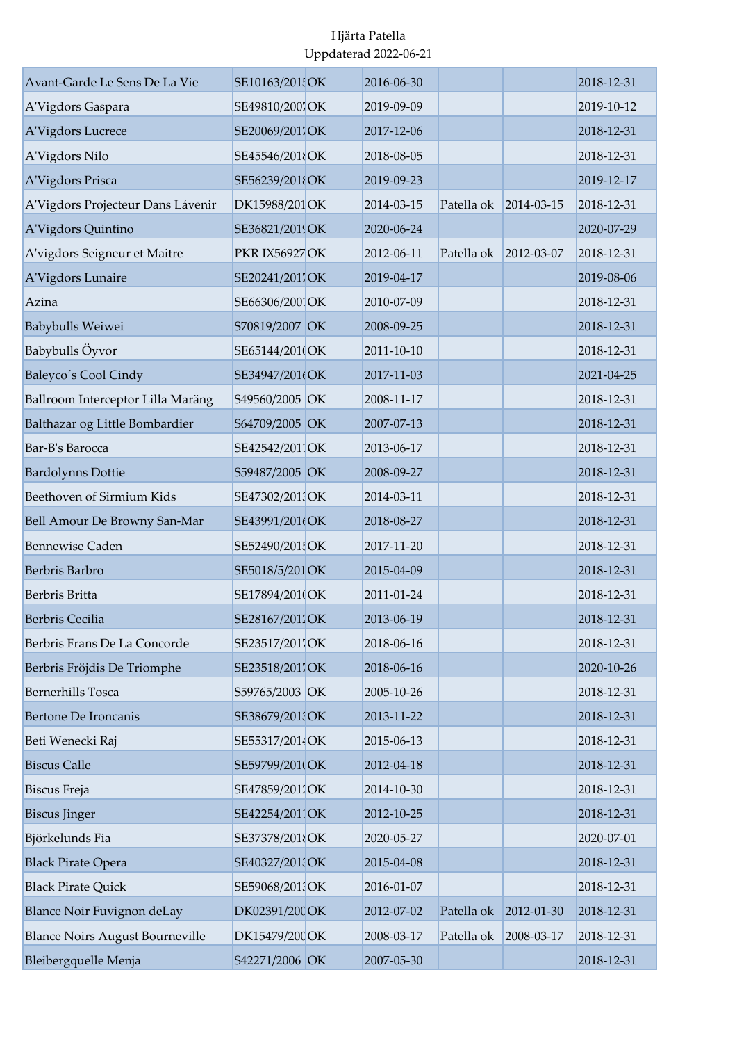Hjärta Patella
Uppdaterad 2022-06-21

| | | | | | | |
|---|---|---|---|---|---|---|
| Avant-Garde Le Sens De La Vie | SE10163/2015 | OK | 2016-06-30 | | | 2018-12-31 |
| A'Vigdors Gaspara | SE49810/2007 | OK | 2019-09-09 | | | 2019-10-12 |
| A'Vigdors Lucrece | SE20069/2017 | OK | 2017-12-06 | | | 2018-12-31 |
| A'Vigdors Nilo | SE45546/2018 | OK | 2018-08-05 | | | 2018-12-31 |
| A'Vigdors Prisca | SE56239/2018 | OK | 2019-09-23 | | | 2019-12-17 |
| A'Vigdors Projecteur Dans Lávenir | DK15988/201 | OK | 2014-03-15 | Patella ok | 2014-03-15 | 2018-12-31 |
| A'Vigdors Quintino | SE36821/2019 | OK | 2020-06-24 | | | 2020-07-29 |
| A'vigdors Seigneur et Maitre | PKR IX56927 | OK | 2012-06-11 | Patella ok | 2012-03-07 | 2018-12-31 |
| A'Vigdors Lunaire | SE20241/2017 | OK | 2019-04-17 | | | 2019-08-06 |
| Azina | SE66306/2007 | OK | 2010-07-09 | | | 2018-12-31 |
| Babybulls Weiwei | S70819/2007 | OK | 2008-09-25 | | | 2018-12-31 |
| Babybulls Öyvor | SE65144/2010 | OK | 2011-10-10 | | | 2018-12-31 |
| Baleyco´s Cool Cindy | SE34947/2016 | OK | 2017-11-03 | | | 2021-04-25 |
| Ballroom Interceptor Lilla Maräng | S49560/2005 | OK | 2008-11-17 | | | 2018-12-31 |
| Balthazar og Little Bombardier | S64709/2005 | OK | 2007-07-13 | | | 2018-12-31 |
| Bar-B's Barocca | SE42542/2011 | OK | 2013-06-17 | | | 2018-12-31 |
| Bardolynns Dottie | S59487/2005 | OK | 2008-09-27 | | | 2018-12-31 |
| Beethoven of Sirmium Kids | SE47302/2013 | OK | 2014-03-11 | | | 2018-12-31 |
| Bell Amour De Browny San-Mar | SE43991/2016 | OK | 2018-08-27 | | | 2018-12-31 |
| Bennewise Caden | SE52490/2015 | OK | 2017-11-20 | | | 2018-12-31 |
| Berbris Barbro | SE5018/5/201 | OK | 2015-04-09 | | | 2018-12-31 |
| Berbris Britta | SE17894/2010 | OK | 2011-01-24 | | | 2018-12-31 |
| Berbris Cecilia | SE28167/2012 | OK | 2013-06-19 | | | 2018-12-31 |
| Berbris Frans De La Concorde | SE23517/2017 | OK | 2018-06-16 | | | 2018-12-31 |
| Berbris Fröjdis De Triomphe | SE23518/2017 | OK | 2018-06-16 | | | 2020-10-26 |
| Bernerhills Tosca | S59765/2003 | OK | 2005-10-26 | | | 2018-12-31 |
| Bertone De Ironcanis | SE38679/2013 | OK | 2013-11-22 | | | 2018-12-31 |
| Beti Wenecki Raj | SE55317/2014 | OK | 2015-06-13 | | | 2018-12-31 |
| Biscus Calle | SE59799/2010 | OK | 2012-04-18 | | | 2018-12-31 |
| Biscus Freja | SE47859/2012 | OK | 2014-10-30 | | | 2018-12-31 |
| Biscus Jinger | SE42254/2011 | OK | 2012-10-25 | | | 2018-12-31 |
| Björkelunds Fia | SE37378/2018 | OK | 2020-05-27 | | | 2020-07-01 |
| Black Pirate Opera | SE40327/2013 | OK | 2015-04-08 | | | 2018-12-31 |
| Black Pirate Quick | SE59068/2013 | OK | 2016-01-07 | | | 2018-12-31 |
| Blance Noir Fuvignon deLay | DK02391/200 | OK | 2012-07-02 | Patella ok | 2012-01-30 | 2018-12-31 |
| Blance Noirs August Bourneville | DK15479/200 | OK | 2008-03-17 | Patella ok | 2008-03-17 | 2018-12-31 |
| Bleibergquelle Menja | S42271/2006 | OK | 2007-05-30 | | | 2018-12-31 |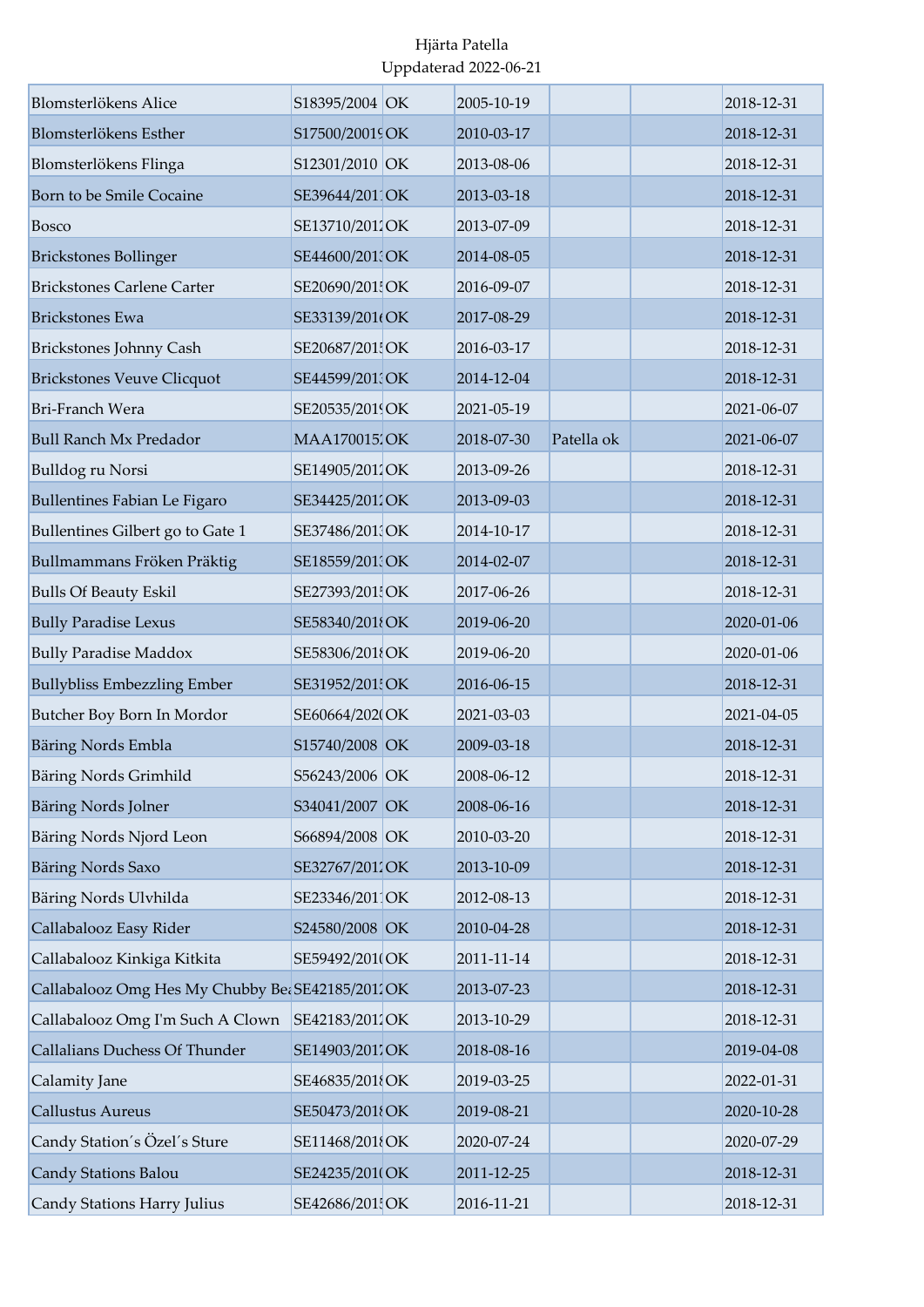Hjärta Patella
Uppdaterad 2022-06-21

| | | | | | | |
|---|---|---|---|---|---|---|
| Blomsterlökens Alice | S18395/2004 | OK | 2005-10-19 | | | 2018-12-31 |
| Blomsterlökens Esther | S17500/2009 | OK | 2010-03-17 | | | 2018-12-31 |
| Blomsterlökens Flinga | S12301/2010 | OK | 2013-08-06 | | | 2018-12-31 |
| Born to be Smile Cocaine | SE39644/2011 | OK | 2013-03-18 | | | 2018-12-31 |
| Bosco | SE13710/2012 | OK | 2013-07-09 | | | 2018-12-31 |
| Brickstones Bollinger | SE44600/2013 | OK | 2014-08-05 | | | 2018-12-31 |
| Brickstones Carlene Carter | SE20690/2015 | OK | 2016-09-07 | | | 2018-12-31 |
| Brickstones Ewa | SE33139/2016 | OK | 2017-08-29 | | | 2018-12-31 |
| Brickstones Johnny Cash | SE20687/2015 | OK | 2016-03-17 | | | 2018-12-31 |
| Brickstones Veuve Clicquot | SE44599/2013 | OK | 2014-12-04 | | | 2018-12-31 |
| Bri-Franch Wera | SE20535/2019 | OK | 2021-05-19 | | | 2021-06-07 |
| Bull Ranch Mx Predador | MAA170015 | OK | 2018-07-30 | Patella ok | | 2021-06-07 |
| Bulldog ru Norsi | SE14905/2012 | OK | 2013-09-26 | | | 2018-12-31 |
| Bullentines Fabian Le Figaro | SE34425/2012 | OK | 2013-09-03 | | | 2018-12-31 |
| Bullentines Gilbert go to Gate 1 | SE37486/2013 | OK | 2014-10-17 | | | 2018-12-31 |
| Bullmammans Fröken Präktig | SE18559/2013 | OK | 2014-02-07 | | | 2018-12-31 |
| Bulls Of Beauty Eskil | SE27393/2015 | OK | 2017-06-26 | | | 2018-12-31 |
| Bully Paradise Lexus | SE58340/2018 | OK | 2019-06-20 | | | 2020-01-06 |
| Bully Paradise Maddox | SE58306/2018 | OK | 2019-06-20 | | | 2020-01-06 |
| Bullybliss Embezzling Ember | SE31952/2015 | OK | 2016-06-15 | | | 2018-12-31 |
| Butcher Boy Born In Mordor | SE60664/2020 | OK | 2021-03-03 | | | 2021-04-05 |
| Bäring Nords Embla | S15740/2008 | OK | 2009-03-18 | | | 2018-12-31 |
| Bäring Nords Grimhild | S56243/2006 | OK | 2008-06-12 | | | 2018-12-31 |
| Bäring Nords Jolner | S34041/2007 | OK | 2008-06-16 | | | 2018-12-31 |
| Bäring Nords Njord Leon | S66894/2008 | OK | 2010-03-20 | | | 2018-12-31 |
| Bäring Nords Saxo | SE32767/2012 | OK | 2013-10-09 | | | 2018-12-31 |
| Bäring Nords Ulvhilda | SE23346/2011 | OK | 2012-08-13 | | | 2018-12-31 |
| Callabalooz Easy Rider | S24580/2008 | OK | 2010-04-28 | | | 2018-12-31 |
| Callabalooz Kinkiga Kitkita | SE59492/2010 | OK | 2011-11-14 | | | 2018-12-31 |
| Callabalooz Omg Hes My Chubby Be | SE42185/2012 | OK | 2013-07-23 | | | 2018-12-31 |
| Callabalooz Omg I'm Such A Clown | SE42183/2012 | OK | 2013-10-29 | | | 2018-12-31 |
| Callalians Duchess Of Thunder | SE14903/2017 | OK | 2018-08-16 | | | 2019-04-08 |
| Calamity Jane | SE46835/2018 | OK | 2019-03-25 | | | 2022-01-31 |
| Callustus Aureus | SE50473/2018 | OK | 2019-08-21 | | | 2020-10-28 |
| Candy Station´s Özel´s Sture | SE11468/2018 | OK | 2020-07-24 | | | 2020-07-29 |
| Candy Stations Balou | SE24235/2010 | OK | 2011-12-25 | | | 2018-12-31 |
| Candy Stations Harry Julius | SE42686/2015 | OK | 2016-11-21 | | | 2018-12-31 |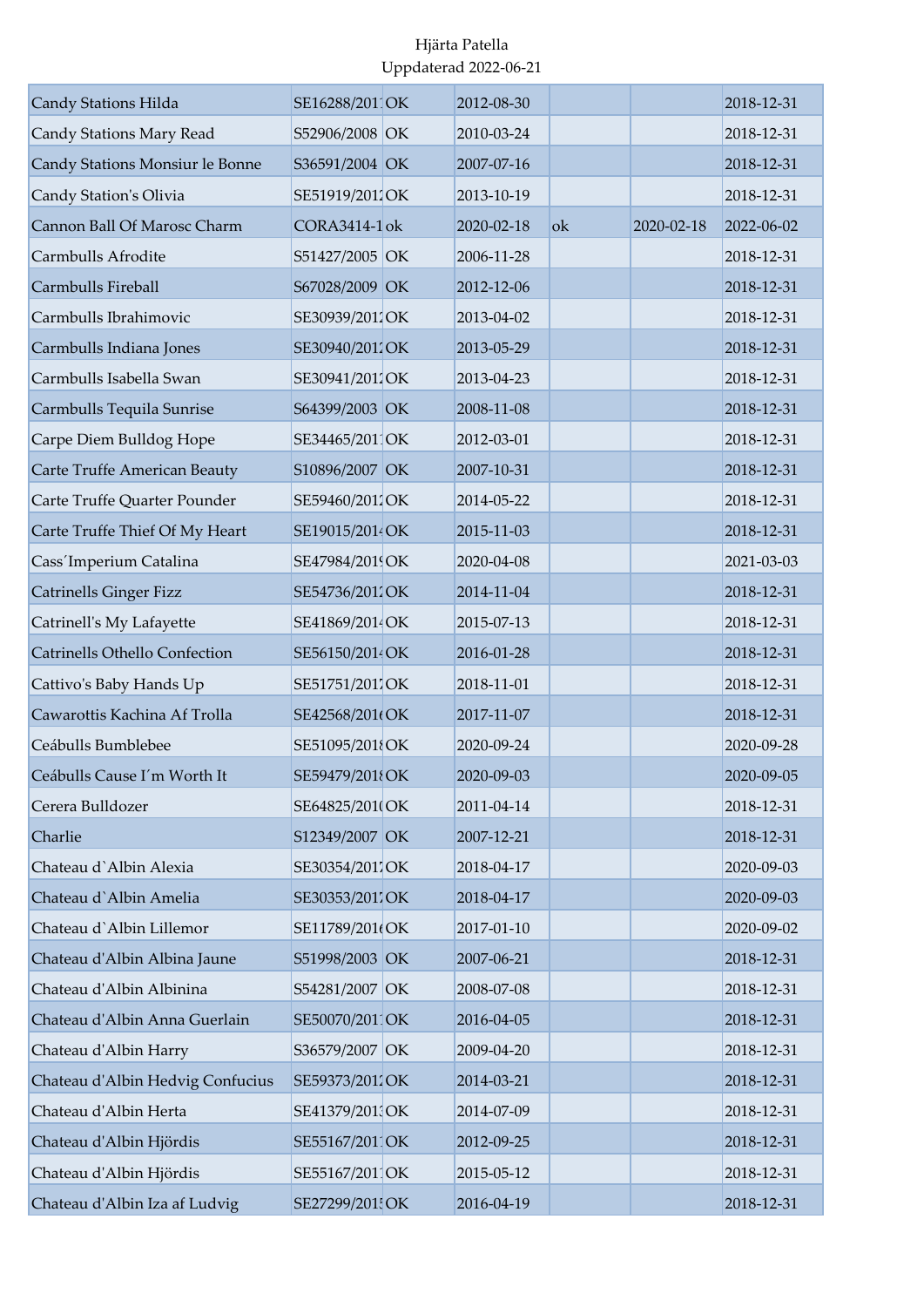Hjärta Patella
Uppdaterad 2022-06-21

| | | | | | | |
|---|---|---|---|---|---|---|
| Candy Stations Hilda | SE16288/201 | OK | 2012-08-30 | | | 2018-12-31 |
| Candy Stations Mary Read | S52906/2008 | OK | 2010-03-24 | | | 2018-12-31 |
| Candy Stations Monsiur le Bonne | S36591/2004 | OK | 2007-07-16 | | | 2018-12-31 |
| Candy Station's Olivia | SE51919/201 | OK | 2013-10-19 | | | 2018-12-31 |
| Cannon Ball Of Marosc Charm | CORA3414-1 | ok | 2020-02-18 | ok | 2020-02-18 | 2022-06-02 |
| Carmbulls Afrodite | S51427/2005 | OK | 2006-11-28 | | | 2018-12-31 |
| Carmbulls Fireball | S67028/2009 | OK | 2012-12-06 | | | 2018-12-31 |
| Carmbulls Ibrahimovic | SE30939/201 | OK | 2013-04-02 | | | 2018-12-31 |
| Carmbulls Indiana Jones | SE30940/201 | OK | 2013-05-29 | | | 2018-12-31 |
| Carmbulls Isabella Swan | SE30941/201 | OK | 2013-04-23 | | | 2018-12-31 |
| Carmbulls Tequila Sunrise | S64399/2003 | OK | 2008-11-08 | | | 2018-12-31 |
| Carpe Diem Bulldog Hope | SE34465/201 | OK | 2012-03-01 | | | 2018-12-31 |
| Carte Truffe American Beauty | S10896/2007 | OK | 2007-10-31 | | | 2018-12-31 |
| Carte Truffe Quarter Pounder | SE59460/201 | OK | 2014-05-22 | | | 2018-12-31 |
| Carte Truffe Thief Of My Heart | SE19015/201 | OK | 2015-11-03 | | | 2018-12-31 |
| Cass´Imperium Catalina | SE47984/201 | OK | 2020-04-08 | | | 2021-03-03 |
| Catrinells Ginger Fizz | SE54736/201 | OK | 2014-11-04 | | | 2018-12-31 |
| Catrinell's My Lafayette | SE41869/201 | OK | 2015-07-13 | | | 2018-12-31 |
| Catrinells Othello Confection | SE56150/201 | OK | 2016-01-28 | | | 2018-12-31 |
| Cattivo's Baby Hands Up | SE51751/201 | OK | 2018-11-01 | | | 2018-12-31 |
| Cawarottis Kachina Af Trolla | SE42568/201 | OK | 2017-11-07 | | | 2018-12-31 |
| Ceábulls Bumblebee | SE51095/201 | OK | 2020-09-24 | | | 2020-09-28 |
| Ceábulls Cause I´m Worth It | SE59479/201 | OK | 2020-09-03 | | | 2020-09-05 |
| Cerera Bulldozer | SE64825/201 | OK | 2011-04-14 | | | 2018-12-31 |
| Charlie | S12349/2007 | OK | 2007-12-21 | | | 2018-12-31 |
| Chateau d`Albin Alexia | SE30354/201 | OK | 2018-04-17 | | | 2020-09-03 |
| Chateau d`Albin Amelia | SE30353/201 | OK | 2018-04-17 | | | 2020-09-03 |
| Chateau d`Albin Lillemor | SE11789/201 | OK | 2017-01-10 | | | 2020-09-02 |
| Chateau d'Albin Albina Jaune | S51998/2003 | OK | 2007-06-21 | | | 2018-12-31 |
| Chateau d'Albin Albinina | S54281/2007 | OK | 2008-07-08 | | | 2018-12-31 |
| Chateau d'Albin Anna Guerlain | SE50070/201 | OK | 2016-04-05 | | | 2018-12-31 |
| Chateau d'Albin Harry | S36579/2007 | OK | 2009-04-20 | | | 2018-12-31 |
| Chateau d'Albin Hedvig Confucius | SE59373/201 | OK | 2014-03-21 | | | 2018-12-31 |
| Chateau d'Albin Herta | SE41379/201 | OK | 2014-07-09 | | | 2018-12-31 |
| Chateau d'Albin Hjördis | SE55167/201 | OK | 2012-09-25 | | | 2018-12-31 |
| Chateau d'Albin Hjördis | SE55167/201 | OK | 2015-05-12 | | | 2018-12-31 |
| Chateau d'Albin Iza af Ludvig | SE27299/201 | OK | 2016-04-19 | | | 2018-12-31 |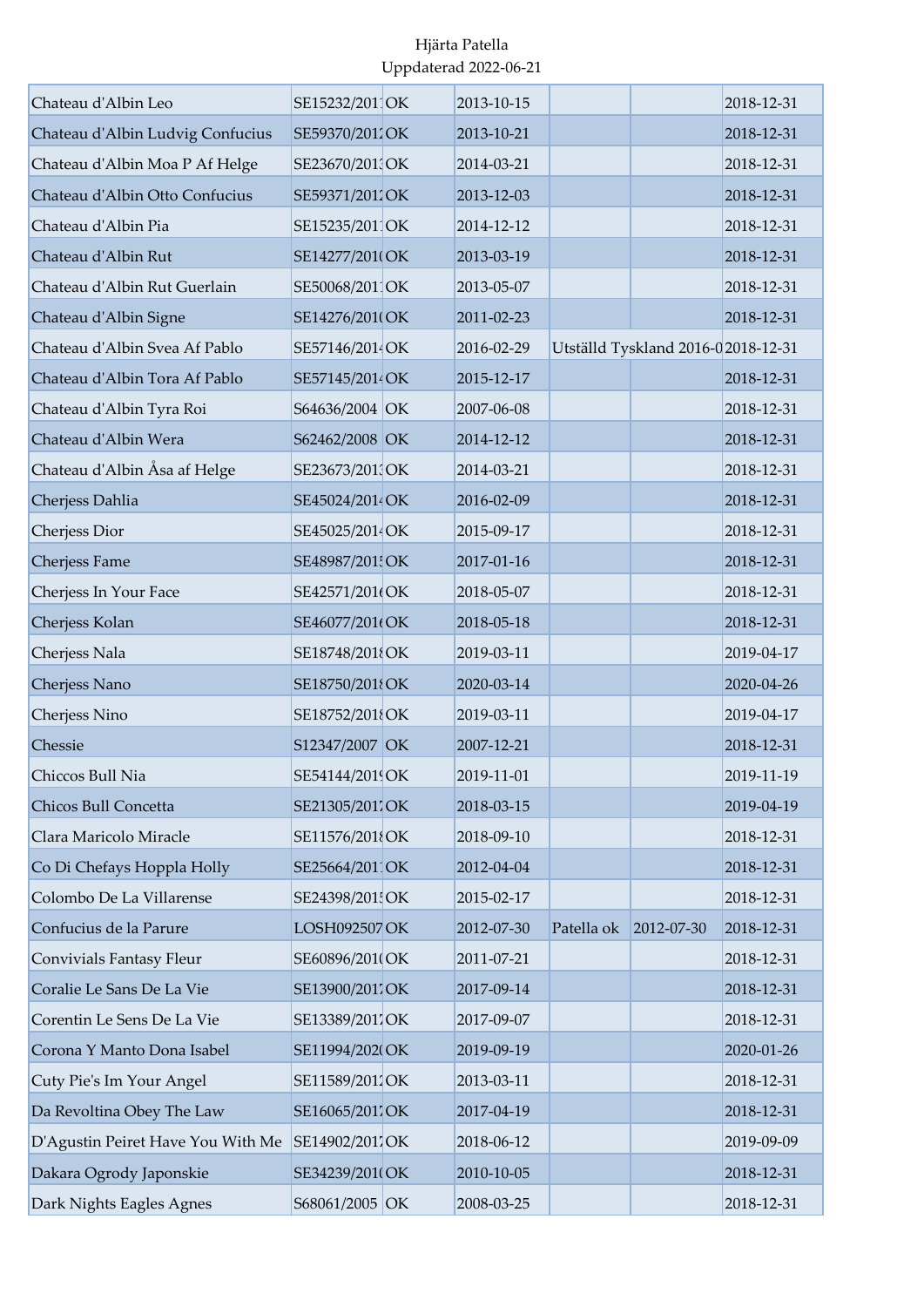Hjärta Patella
Uppdaterad 2022-06-21

| | | | | | | |
|---|---|---|---|---|---|---|
| Chateau d'Albin Leo | SE15232/2011 | OK | 2013-10-15 | | | 2018-12-31 |
| Chateau d'Albin Ludvig Confucius | SE59370/2012 | OK | 2013-10-21 | | | 2018-12-31 |
| Chateau d'Albin Moa P Af Helge | SE23670/2013 | OK | 2014-03-21 | | | 2018-12-31 |
| Chateau d'Albin Otto Confucius | SE59371/2012 | OK | 2013-12-03 | | | 2018-12-31 |
| Chateau d'Albin Pia | SE15235/2011 | OK | 2014-12-12 | | | 2018-12-31 |
| Chateau d'Albin Rut | SE14277/2010 | OK | 2013-03-19 | | | 2018-12-31 |
| Chateau d'Albin Rut Guerlain | SE50068/2011 | OK | 2013-05-07 | | | 2018-12-31 |
| Chateau d'Albin Signe | SE14276/2010 | OK | 2011-02-23 | | | 2018-12-31 |
| Chateau d'Albin Svea Af Pablo | SE57146/2014 | OK | 2016-02-29 | Utställd Tyskland 2016-0 | | 2018-12-31 |
| Chateau d'Albin Tora Af Pablo | SE57145/2014 | OK | 2015-12-17 | | | 2018-12-31 |
| Chateau d'Albin Tyra Roi | S64636/2004 | OK | 2007-06-08 | | | 2018-12-31 |
| Chateau d'Albin Wera | S62462/2008 | OK | 2014-12-12 | | | 2018-12-31 |
| Chateau d'Albin Åsa af Helge | SE23673/2013 | OK | 2014-03-21 | | | 2018-12-31 |
| Cherjess Dahlia | SE45024/2014 | OK | 2016-02-09 | | | 2018-12-31 |
| Cherjess Dior | SE45025/2014 | OK | 2015-09-17 | | | 2018-12-31 |
| Cherjess Fame | SE48987/2015 | OK | 2017-01-16 | | | 2018-12-31 |
| Cherjess In Your Face | SE42571/2016 | OK | 2018-05-07 | | | 2018-12-31 |
| Cherjess Kolan | SE46077/2016 | OK | 2018-05-18 | | | 2018-12-31 |
| Cherjess Nala | SE18748/2018 | OK | 2019-03-11 | | | 2019-04-17 |
| Cherjess Nano | SE18750/2018 | OK | 2020-03-14 | | | 2020-04-26 |
| Cherjess Nino | SE18752/2018 | OK | 2019-03-11 | | | 2019-04-17 |
| Chessie | S12347/2007 | OK | 2007-12-21 | | | 2018-12-31 |
| Chiccos Bull Nia | SE54144/2019 | OK | 2019-11-01 | | | 2019-11-19 |
| Chicos Bull Concetta | SE21305/2017 | OK | 2018-03-15 | | | 2019-04-19 |
| Clara Maricolo Miracle | SE11576/2018 | OK | 2018-09-10 | | | 2018-12-31 |
| Co Di Chefays Hoppla Holly | SE25664/2011 | OK | 2012-04-04 | | | 2018-12-31 |
| Colombo De La Villarense | SE24398/2015 | OK | 2015-02-17 | | | 2018-12-31 |
| Confucius de la Parure | LOSH092507 | OK | 2012-07-30 | Patella ok | 2012-07-30 | 2018-12-31 |
| Convivials Fantasy Fleur | SE60896/2010 | OK | 2011-07-21 | | | 2018-12-31 |
| Coralie Le Sans De La Vie | SE13900/2017 | OK | 2017-09-14 | | | 2018-12-31 |
| Corentin Le Sens De La Vie | SE13389/2017 | OK | 2017-09-07 | | | 2018-12-31 |
| Corona Y Manto Dona Isabel | SE11994/2020 | OK | 2019-09-19 | | | 2020-01-26 |
| Cuty Pie's Im Your Angel | SE11589/2012 | OK | 2013-03-11 | | | 2018-12-31 |
| Da Revoltina Obey The Law | SE16065/2017 | OK | 2017-04-19 | | | 2018-12-31 |
| D'Agustin Peiret Have You With Me | SE14902/2017 | OK | 2018-06-12 | | | 2019-09-09 |
| Dakara Ogrody Japonskie | SE34239/2010 | OK | 2010-10-05 | | | 2018-12-31 |
| Dark Nights Eagles Agnes | S68061/2005 | OK | 2008-03-25 | | | 2018-12-31 |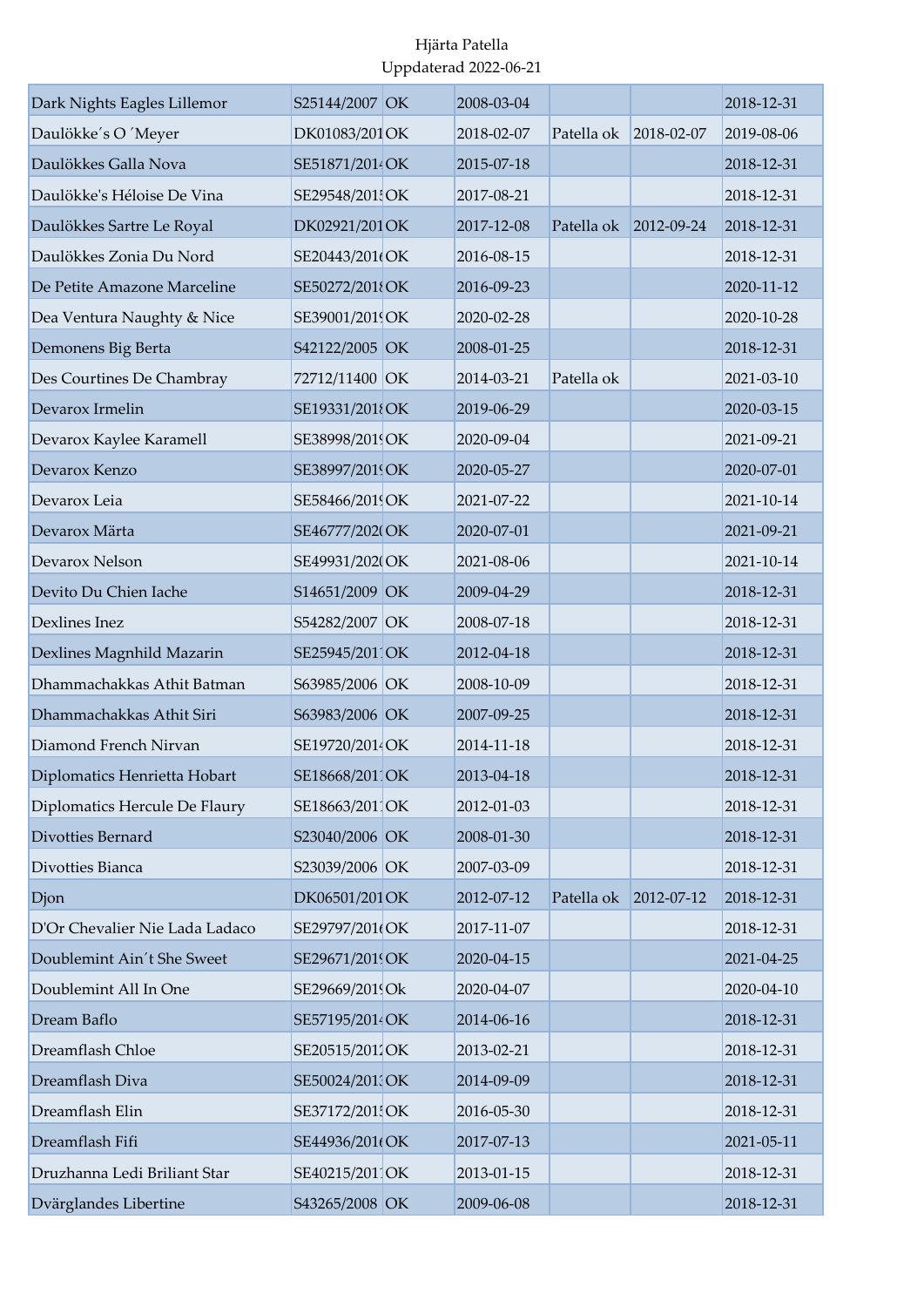Hjärta Patella
Uppdaterad 2022-06-21

| | | | | | | |
|---|---|---|---|---|---|---|
| Dark Nights Eagles Lillemor | S25144/2007 | OK | 2008-03-04 | | | 2018-12-31 |
| Daulökke´s O ´Meyer | DK01083/201 | OK | 2018-02-07 | Patella ok | 2018-02-07 | 2019-08-06 |
| Daulökkes Galla Nova | SE51871/2014 | OK | 2015-07-18 | | | 2018-12-31 |
| Daulökke's Héloise De Vina | SE29548/2015 | OK | 2017-08-21 | | | 2018-12-31 |
| Daulökkes Sartre Le Royal | DK02921/201 | OK | 2017-12-08 | Patella ok | 2012-09-24 | 2018-12-31 |
| Daulökkes Zonia Du Nord | SE20443/2016 | OK | 2016-08-15 | | | 2018-12-31 |
| De Petite Amazone Marceline | SE50272/2018 | OK | 2016-09-23 | | | 2020-11-12 |
| Dea Ventura Naughty & Nice | SE39001/2019 | OK | 2020-02-28 | | | 2020-10-28 |
| Demonens Big Berta | S42122/2005 | OK | 2008-01-25 | | | 2018-12-31 |
| Des Courtines De Chambray | 72712/11400 | OK | 2014-03-21 | Patella ok | | 2021-03-10 |
| Devarox Irmelin | SE19331/2018 | OK | 2019-06-29 | | | 2020-03-15 |
| Devarox Kaylee Karamell | SE38998/2019 | OK | 2020-09-04 | | | 2021-09-21 |
| Devarox Kenzo | SE38997/2019 | OK | 2020-05-27 | | | 2020-07-01 |
| Devarox Leia | SE58466/2019 | OK | 2021-07-22 | | | 2021-10-14 |
| Devarox Märta | SE46777/2020 | OK | 2020-07-01 | | | 2021-09-21 |
| Devarox Nelson | SE49931/2020 | OK | 2021-08-06 | | | 2021-10-14 |
| Devito Du Chien Iache | S14651/2009 | OK | 2009-04-29 | | | 2018-12-31 |
| Dexlines Inez | S54282/2007 | OK | 2008-07-18 | | | 2018-12-31 |
| Dexlines Magnhild Mazarin | SE25945/2011 | OK | 2012-04-18 | | | 2018-12-31 |
| Dhammachakkas Athit Batman | S63985/2006 | OK | 2008-10-09 | | | 2018-12-31 |
| Dhammachakkas Athit Siri | S63983/2006 | OK | 2007-09-25 | | | 2018-12-31 |
| Diamond French Nirvan | SE19720/2014 | OK | 2014-11-18 | | | 2018-12-31 |
| Diplomatics Henrietta Hobart | SE18668/2011 | OK | 2013-04-18 | | | 2018-12-31 |
| Diplomatics Hercule De Flaury | SE18663/2011 | OK | 2012-01-03 | | | 2018-12-31 |
| Divotties Bernard | S23040/2006 | OK | 2008-01-30 | | | 2018-12-31 |
| Divotties Bianca | S23039/2006 | OK | 2007-03-09 | | | 2018-12-31 |
| Djon | DK06501/201 | OK | 2012-07-12 | Patella ok | 2012-07-12 | 2018-12-31 |
| D'Or Chevalier Nie Lada Ladaco | SE29797/2016 | OK | 2017-11-07 | | | 2018-12-31 |
| Doublemint Ain´t She Sweet | SE29671/2019 | OK | 2020-04-15 | | | 2021-04-25 |
| Doublemint All In One | SE29669/2019 | Ok | 2020-04-07 | | | 2020-04-10 |
| Dream Baflo | SE57195/2014 | OK | 2014-06-16 | | | 2018-12-31 |
| Dreamflash Chloe | SE20515/2012 | OK | 2013-02-21 | | | 2018-12-31 |
| Dreamflash Diva | SE50024/2013 | OK | 2014-09-09 | | | 2018-12-31 |
| Dreamflash Elin | SE37172/2015 | OK | 2016-05-30 | | | 2018-12-31 |
| Dreamflash Fifi | SE44936/2016 | OK | 2017-07-13 | | | 2021-05-11 |
| Druzhanna Ledi Briliant Star | SE40215/2011 | OK | 2013-01-15 | | | 2018-12-31 |
| Dvärglandes Libertine | S43265/2008 | OK | 2009-06-08 | | | 2018-12-31 |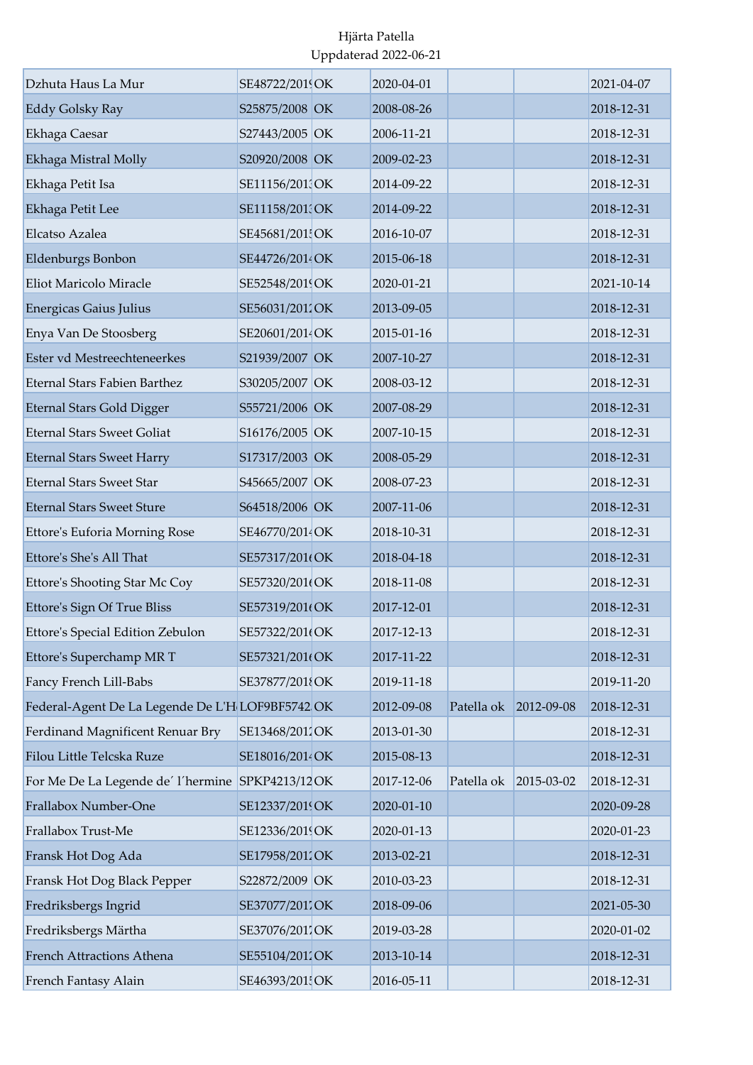Hjärta Patella
Uppdaterad 2022-06-21

| | | | | | | |
|---|---|---|---|---|---|---|
| Dzhuta Haus La Mur | SE48722/2019 | OK | 2020-04-01 | | | 2021-04-07 |
| Eddy Golsky Ray | S25875/2008 | OK | 2008-08-26 | | | 2018-12-31 |
| Ekhaga Caesar | S27443/2005 | OK | 2006-11-21 | | | 2018-12-31 |
| Ekhaga Mistral Molly | S20920/2008 | OK | 2009-02-23 | | | 2018-12-31 |
| Ekhaga Petit Isa | SE11156/2013 | OK | 2014-09-22 | | | 2018-12-31 |
| Ekhaga Petit Lee | SE11158/2013 | OK | 2014-09-22 | | | 2018-12-31 |
| Elcatso Azalea | SE45681/2015 | OK | 2016-10-07 | | | 2018-12-31 |
| Eldenburgs Bonbon | SE44726/2014 | OK | 2015-06-18 | | | 2018-12-31 |
| Eliot Maricolo Miracle | SE52548/2019 | OK | 2020-01-21 | | | 2021-10-14 |
| Energicas Gaius Julius | SE56031/2012 | OK | 2013-09-05 | | | 2018-12-31 |
| Enya Van De Stoosberg | SE20601/2014 | OK | 2015-01-16 | | | 2018-12-31 |
| Ester vd Mestreechteneerkes | S21939/2007 | OK | 2007-10-27 | | | 2018-12-31 |
| Eternal Stars Fabien Barthez | S30205/2007 | OK | 2008-03-12 | | | 2018-12-31 |
| Eternal Stars Gold Digger | S55721/2006 | OK | 2007-08-29 | | | 2018-12-31 |
| Eternal Stars Sweet Goliat | S16176/2005 | OK | 2007-10-15 | | | 2018-12-31 |
| Eternal Stars Sweet Harry | S17317/2003 | OK | 2008-05-29 | | | 2018-12-31 |
| Eternal Stars Sweet Star | S45665/2007 | OK | 2008-07-23 | | | 2018-12-31 |
| Eternal Stars Sweet Sture | S64518/2006 | OK | 2007-11-06 | | | 2018-12-31 |
| Ettore's Euforia Morning Rose | SE46770/2014 | OK | 2018-10-31 | | | 2018-12-31 |
| Ettore's She's All That | SE57317/2016 | OK | 2018-04-18 | | | 2018-12-31 |
| Ettore's Shooting Star Mc Coy | SE57320/2016 | OK | 2018-11-08 | | | 2018-12-31 |
| Ettore's Sign Of True Bliss | SE57319/2016 | OK | 2017-12-01 | | | 2018-12-31 |
| Ettore's Special Edition Zebulon | SE57322/2016 | OK | 2017-12-13 | | | 2018-12-31 |
| Ettore's Superchamp MR T | SE57321/2016 | OK | 2017-11-22 | | | 2018-12-31 |
| Fancy French Lill-Babs | SE37877/2018 | OK | 2019-11-18 | | | 2019-11-20 |
| Federal-Agent De La Legende De L'H | LOF9BF5742 | OK | 2012-09-08 | Patella ok | 2012-09-08 | 2018-12-31 |
| Ferdinand Magnificent Renuar Bry | SE13468/2012 | OK | 2013-01-30 | | | 2018-12-31 |
| Filou Little Telcska Ruze | SE18016/2014 | OK | 2015-08-13 | | | 2018-12-31 |
| For Me De La Legende de´ l´hermine | SPKP4213/12 | OK | 2017-12-06 | Patella ok | 2015-03-02 | 2018-12-31 |
| Frallabox Number-One | SE12337/2019 | OK | 2020-01-10 | | | 2020-09-28 |
| Frallabox Trust-Me | SE12336/2019 | OK | 2020-01-13 | | | 2020-01-23 |
| Fransk Hot Dog Ada | SE17958/2012 | OK | 2013-02-21 | | | 2018-12-31 |
| Fransk Hot Dog Black Pepper | S22872/2009 | OK | 2010-03-23 | | | 2018-12-31 |
| Fredriksbergs Ingrid | SE37077/2017 | OK | 2018-09-06 | | | 2021-05-30 |
| Fredriksbergs Märtha | SE37076/2017 | OK | 2019-03-28 | | | 2020-01-02 |
| French Attractions Athena | SE55104/2012 | OK | 2013-10-14 | | | 2018-12-31 |
| French Fantasy Alain | SE46393/2015 | OK | 2016-05-11 | | | 2018-12-31 |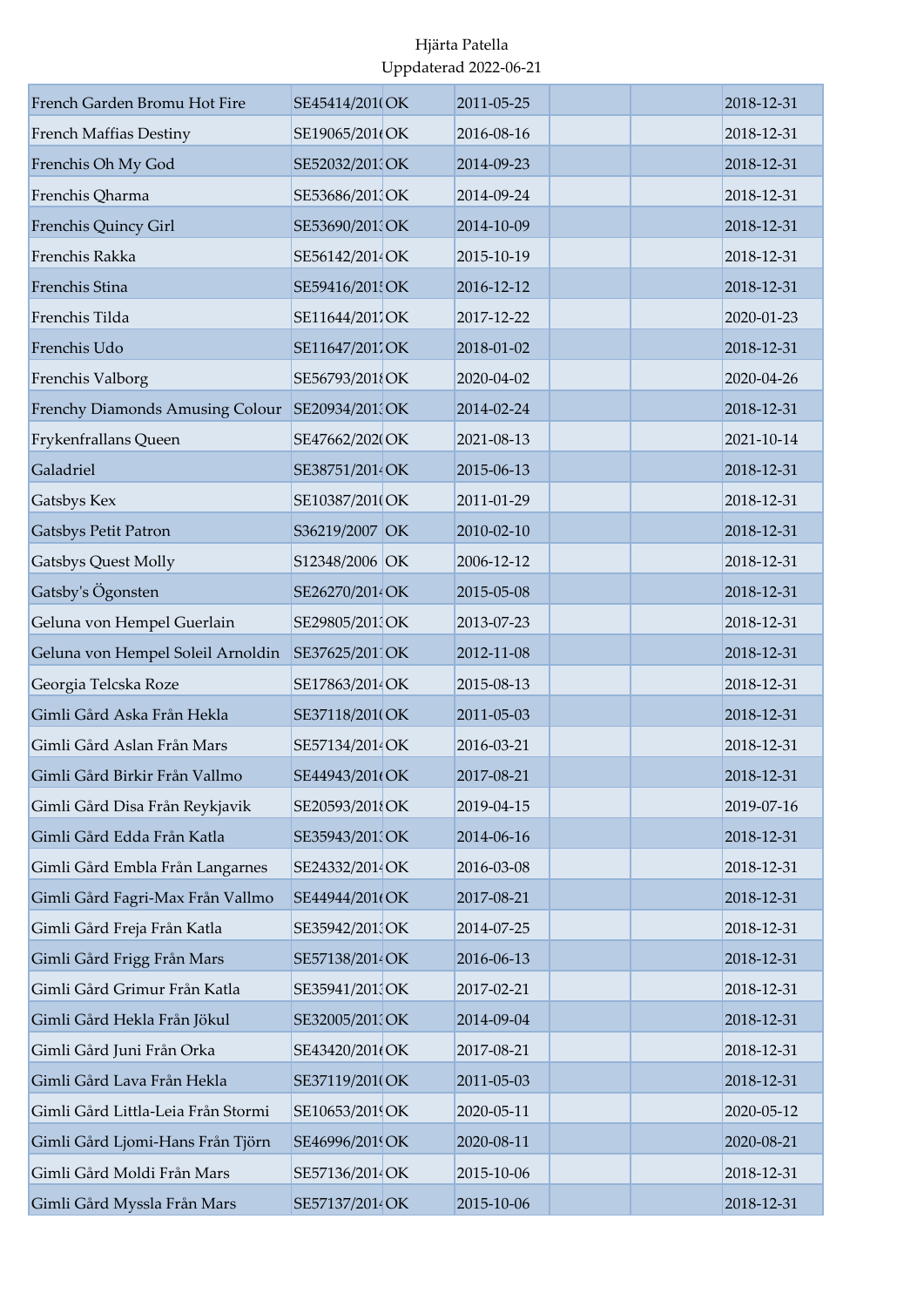Hjärta Patella
Uppdaterad 2022-06-21

| | | | | | | |
|---|---|---|---|---|---|---|
| French Garden Bromu Hot Fire | SE45414/201( | OK | 2011-05-25 | | | 2018-12-31 |
| French Maffias Destiny | SE19065/201( | OK | 2016-08-16 | | | 2018-12-31 |
| Frenchis Oh My God | SE52032/201: | OK | 2014-09-23 | | | 2018-12-31 |
| Frenchis Qharma | SE53686/201: | OK | 2014-09-24 | | | 2018-12-31 |
| Frenchis Quincy Girl | SE53690/201: | OK | 2014-10-09 | | | 2018-12-31 |
| Frenchis Rakka | SE56142/2014 | OK | 2015-10-19 | | | 2018-12-31 |
| Frenchis Stina | SE59416/201! | OK | 2016-12-12 | | | 2018-12-31 |
| Frenchis Tilda | SE11644/201? | OK | 2017-12-22 | | | 2020-01-23 |
| Frenchis Udo | SE11647/201? | OK | 2018-01-02 | | | 2018-12-31 |
| Frenchis Valborg | SE56793/201{ | OK | 2020-04-02 | | | 2020-04-26 |
| Frenchy Diamonds Amusing Colour | SE20934/201: | OK | 2014-02-24 | | | 2018-12-31 |
| Frykenfrallans Queen | SE47662/202( | OK | 2021-08-13 | | | 2021-10-14 |
| Galadriel | SE38751/2014 | OK | 2015-06-13 | | | 2018-12-31 |
| Gatsbys Kex | SE10387/201( | OK | 2011-01-29 | | | 2018-12-31 |
| Gatsbys Petit Patron | S36219/2007 | OK | 2010-02-10 | | | 2018-12-31 |
| Gatsbys Quest Molly | S12348/2006 | OK | 2006-12-12 | | | 2018-12-31 |
| Gatsby's Ögonsten | SE26270/2014 | OK | 2015-05-08 | | | 2018-12-31 |
| Geluna von Hempel Guerlain | SE29805/201: | OK | 2013-07-23 | | | 2018-12-31 |
| Geluna von Hempel Soleil Arnoldin | SE37625/201 | OK | 2012-11-08 | | | 2018-12-31 |
| Georgia Telcska Roze | SE17863/2014 | OK | 2015-08-13 | | | 2018-12-31 |
| Gimli Gård Aska Från Hekla | SE37118/201( | OK | 2011-05-03 | | | 2018-12-31 |
| Gimli Gård Aslan Från Mars | SE57134/2014 | OK | 2016-03-21 | | | 2018-12-31 |
| Gimli Gård Birkir Från Vallmo | SE44943/201( | OK | 2017-08-21 | | | 2018-12-31 |
| Gimli Gård Disa Från Reykjavik | SE20593/201{ | OK | 2019-04-15 | | | 2019-07-16 |
| Gimli Gård Edda Från Katla | SE35943/201: | OK | 2014-06-16 | | | 2018-12-31 |
| Gimli Gård Embla Från Langarnes | SE24332/2014 | OK | 2016-03-08 | | | 2018-12-31 |
| Gimli Gård Fagri-Max Från Vallmo | SE44944/201( | OK | 2017-08-21 | | | 2018-12-31 |
| Gimli Gård Freja Från Katla | SE35942/201: | OK | 2014-07-25 | | | 2018-12-31 |
| Gimli Gård Frigg Från Mars | SE57138/2014 | OK | 2016-06-13 | | | 2018-12-31 |
| Gimli Gård Grimur Från Katla | SE35941/201: | OK | 2017-02-21 | | | 2018-12-31 |
| Gimli Gård Hekla Från Jökul | SE32005/201: | OK | 2014-09-04 | | | 2018-12-31 |
| Gimli Gård Juni Från Orka | SE43420/201( | OK | 2017-08-21 | | | 2018-12-31 |
| Gimli Gård Lava Från Hekla | SE37119/201( | OK | 2011-05-03 | | | 2018-12-31 |
| Gimli Gård Littla-Leia Från Stormi | SE10653/201! | OK | 2020-05-11 | | | 2020-05-12 |
| Gimli Gård Ljomi-Hans Från Tjörn | SE46996/201! | OK | 2020-08-11 | | | 2020-08-21 |
| Gimli Gård Moldi Från Mars | SE57136/2014 | OK | 2015-10-06 | | | 2018-12-31 |
| Gimli Gård Myssla Från Mars | SE57137/2014 | OK | 2015-10-06 | | | 2018-12-31 |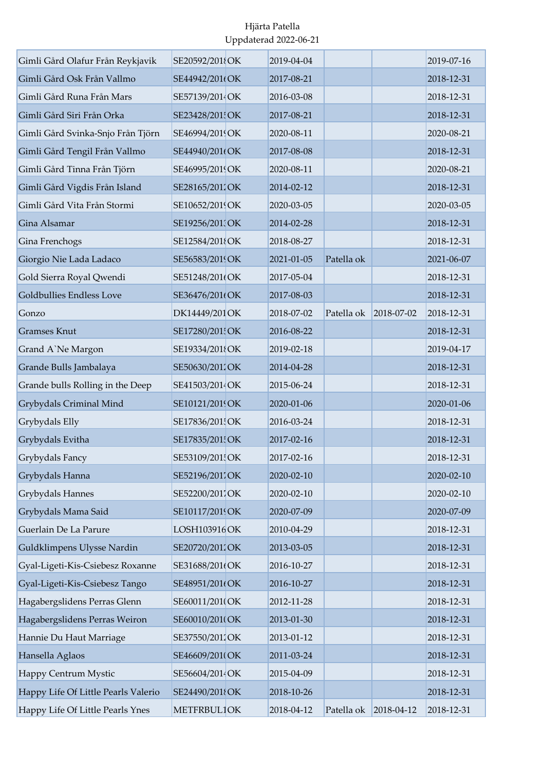Hjärta Patella
Uppdaterad 2022-06-21

| | | | | | | |
|---|---|---|---|---|---|---|
| Gimli Gård Olafur Från Reykjavik | SE20592/2018 | OK | 2019-04-04 | | | 2019-07-16 |
| Gimli Gård Osk Från Vallmo | SE44942/2016 | OK | 2017-08-21 | | | 2018-12-31 |
| Gimli Gård Runa Från Mars | SE57139/2014 | OK | 2016-03-08 | | | 2018-12-31 |
| Gimli Gård Siri Från Orka | SE23428/2015 | OK | 2017-08-21 | | | 2018-12-31 |
| Gimli Gård Svinka-Snjo Från Tjörn | SE46994/2019 | OK | 2020-08-11 | | | 2020-08-21 |
| Gimli Gård Tengil Från Vallmo | SE44940/2016 | OK | 2017-08-08 | | | 2018-12-31 |
| Gimli Gård Tinna Från Tjörn | SE46995/2019 | OK | 2020-08-11 | | | 2020-08-21 |
| Gimli Gård Vigdis Från Island | SE28165/2012 | OK | 2014-02-12 | | | 2018-12-31 |
| Gimli Gård Vita Från Stormi | SE10652/2019 | OK | 2020-03-05 | | | 2020-03-05 |
| Gina Alsamar | SE19256/2013 | OK | 2014-02-28 | | | 2018-12-31 |
| Gina Frenchogs | SE12584/2018 | OK | 2018-08-27 | | | 2018-12-31 |
| Giorgio Nie Lada Ladaco | SE56583/2019 | OK | 2021-01-05 | Patella ok | | 2021-06-07 |
| Gold Sierra Royal Qwendi | SE51248/2016 | OK | 2017-05-04 | | | 2018-12-31 |
| Goldbullies Endless Love | SE36476/2016 | OK | 2017-08-03 | | | 2018-12-31 |
| Gonzo | DK14449/201 | OK | 2018-07-02 | Patella ok | 2018-07-02 | 2018-12-31 |
| Gramses Knut | SE17280/2015 | OK | 2016-08-22 | | | 2018-12-31 |
| Grand A`Ne Margon | SE19334/2018 | OK | 2019-02-18 | | | 2019-04-17 |
| Grande Bulls Jambalaya | SE50630/2012 | OK | 2014-04-28 | | | 2018-12-31 |
| Grande bulls Rolling in the Deep | SE41503/2014 | OK | 2015-06-24 | | | 2018-12-31 |
| Grybydals Criminal Mind | SE10121/2019 | OK | 2020-01-06 | | | 2020-01-06 |
| Grybydals Elly | SE17836/2015 | OK | 2016-03-24 | | | 2018-12-31 |
| Grybydals Evitha | SE17835/2015 | OK | 2017-02-16 | | | 2018-12-31 |
| Grybydals Fancy | SE53109/2015 | OK | 2017-02-16 | | | 2018-12-31 |
| Grybydals Hanna | SE52196/2017 | OK | 2020-02-10 | | | 2020-02-10 |
| Grybydals Hannes | SE52200/2017 | OK | 2020-02-10 | | | 2020-02-10 |
| Grybydals Mama Said | SE10117/2019 | OK | 2020-07-09 | | | 2020-07-09 |
| Guerlain De La Parure | LOSH103916 | OK | 2010-04-29 | | | 2018-12-31 |
| Guldklimpens Ulysse Nardin | SE20720/2012 | OK | 2013-03-05 | | | 2018-12-31 |
| Gyal-Ligeti-Kis-Csiebesz Roxanne | SE31688/2016 | OK | 2016-10-27 | | | 2018-12-31 |
| Gyal-Ligeti-Kis-Csiebesz Tango | SE48951/2016 | OK | 2016-10-27 | | | 2018-12-31 |
| Hagabergslidens Perras Glenn | SE60011/2010 | OK | 2012-11-28 | | | 2018-12-31 |
| Hagabergslidens Perras Weiron | SE60010/2010 | OK | 2013-01-30 | | | 2018-12-31 |
| Hannie Du Haut Marriage | SE37550/2012 | OK | 2013-01-12 | | | 2018-12-31 |
| Hansella Aglaos | SE46609/2010 | OK | 2011-03-24 | | | 2018-12-31 |
| Happy Centrum Mystic | SE56604/2014 | OK | 2015-04-09 | | | 2018-12-31 |
| Happy Life Of Little Pearls Valerio | SE24490/2018 | OK | 2018-10-26 | | | 2018-12-31 |
| Happy Life Of Little Pearls Ynes | METFRBUL1 | OK | 2018-04-12 | Patella ok | 2018-04-12 | 2018-12-31 |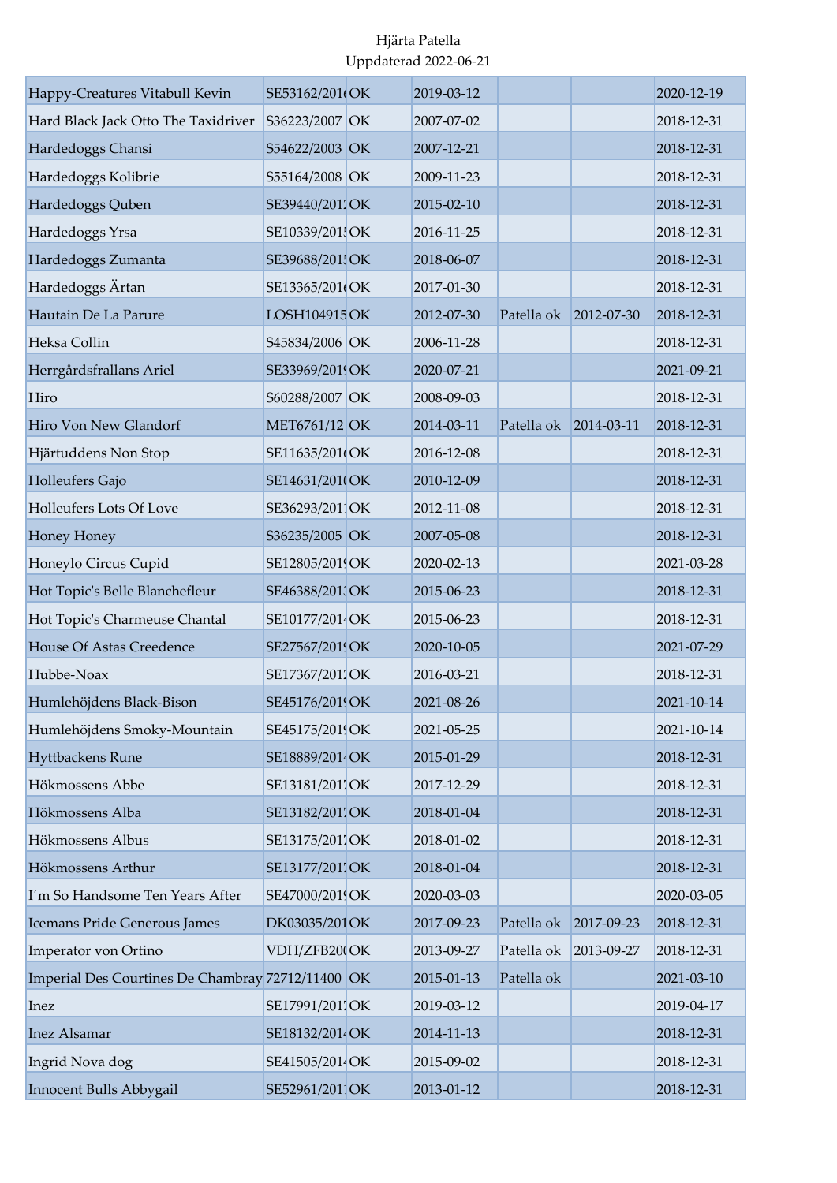Hjärta Patella
Uppdaterad 2022-06-21

| | | | | | | |
|---|---|---|---|---|---|---|
| Happy-Creatures Vitabull Kevin | SE53162/2016 | OK | 2019-03-12 | | | 2020-12-19 |
| Hard Black Jack Otto The Taxidriver | S36223/2007 | OK | 2007-07-02 | | | 2018-12-31 |
| Hardedoggs Chansi | S54622/2003 | OK | 2007-12-21 | | | 2018-12-31 |
| Hardedoggs Kolibrie | S55164/2008 | OK | 2009-11-23 | | | 2018-12-31 |
| Hardedoggs Quben | SE39440/2012 | OK | 2015-02-10 | | | 2018-12-31 |
| Hardedoggs Yrsa | SE10339/2015 | OK | 2016-11-25 | | | 2018-12-31 |
| Hardedoggs Zumanta | SE39688/2015 | OK | 2018-06-07 | | | 2018-12-31 |
| Hardedoggs Ärtan | SE13365/2016 | OK | 2017-01-30 | | | 2018-12-31 |
| Hautain De La Parure | LOSH104915 | OK | 2012-07-30 | Patella ok | 2012-07-30 | 2018-12-31 |
| Heksa Collin | S45834/2006 | OK | 2006-11-28 | | | 2018-12-31 |
| Herrgårdsfrallans Ariel | SE33969/2019 | OK | 2020-07-21 | | | 2021-09-21 |
| Hiro | S60288/2007 | OK | 2008-09-03 | | | 2018-12-31 |
| Hiro Von New Glandorf | MET6761/12 | OK | 2014-03-11 | Patella ok | 2014-03-11 | 2018-12-31 |
| Hjärtuddens Non Stop | SE11635/2016 | OK | 2016-12-08 | | | 2018-12-31 |
| Holleufers Gajo | SE14631/2010 | OK | 2010-12-09 | | | 2018-12-31 |
| Holleufers Lots Of Love | SE36293/2011 | OK | 2012-11-08 | | | 2018-12-31 |
| Honey Honey | S36235/2005 | OK | 2007-05-08 | | | 2018-12-31 |
| Honeylo Circus Cupid | SE12805/2019 | OK | 2020-02-13 | | | 2021-03-28 |
| Hot Topic's Belle Blanchefleur | SE46388/2013 | OK | 2015-06-23 | | | 2018-12-31 |
| Hot Topic's Charmeuse Chantal | SE10177/2014 | OK | 2015-06-23 | | | 2018-12-31 |
| House Of Astas Creedence | SE27567/2019 | OK | 2020-10-05 | | | 2021-07-29 |
| Hubbe-Noax | SE17367/2012 | OK | 2016-03-21 | | | 2018-12-31 |
| Humlehöjdens Black-Bison | SE45176/2019 | OK | 2021-08-26 | | | 2021-10-14 |
| Humlehöjdens Smoky-Mountain | SE45175/2019 | OK | 2021-05-25 | | | 2021-10-14 |
| Hyttbackens Rune | SE18889/2014 | OK | 2015-01-29 | | | 2018-12-31 |
| Hökmossens Abbe | SE13181/2017 | OK | 2017-12-29 | | | 2018-12-31 |
| Hökmossens Alba | SE13182/2017 | OK | 2018-01-04 | | | 2018-12-31 |
| Hökmossens Albus | SE13175/2017 | OK | 2018-01-02 | | | 2018-12-31 |
| Hökmossens Arthur | SE13177/2017 | OK | 2018-01-04 | | | 2018-12-31 |
| I´m So Handsome Ten Years After | SE47000/2019 | OK | 2020-03-03 | | | 2020-03-05 |
| Icemans Pride Generous James | DK03035/201 | OK | 2017-09-23 | Patella ok | 2017-09-23 | 2018-12-31 |
| Imperator von Ortino | VDH/ZFB20 | OK | 2013-09-27 | Patella ok | 2013-09-27 | 2018-12-31 |
| Imperial Des Courtines De Chambray | 72712/11400 | OK | 2015-01-13 | Patella ok | | 2021-03-10 |
| Inez | SE17991/2017 | OK | 2019-03-12 | | | 2019-04-17 |
| Inez Alsamar | SE18132/2014 | OK | 2014-11-13 | | | 2018-12-31 |
| Ingrid Nova dog | SE41505/2014 | OK | 2015-09-02 | | | 2018-12-31 |
| Innocent Bulls Abbygail | SE52961/2011 | OK | 2013-01-12 | | | 2018-12-31 |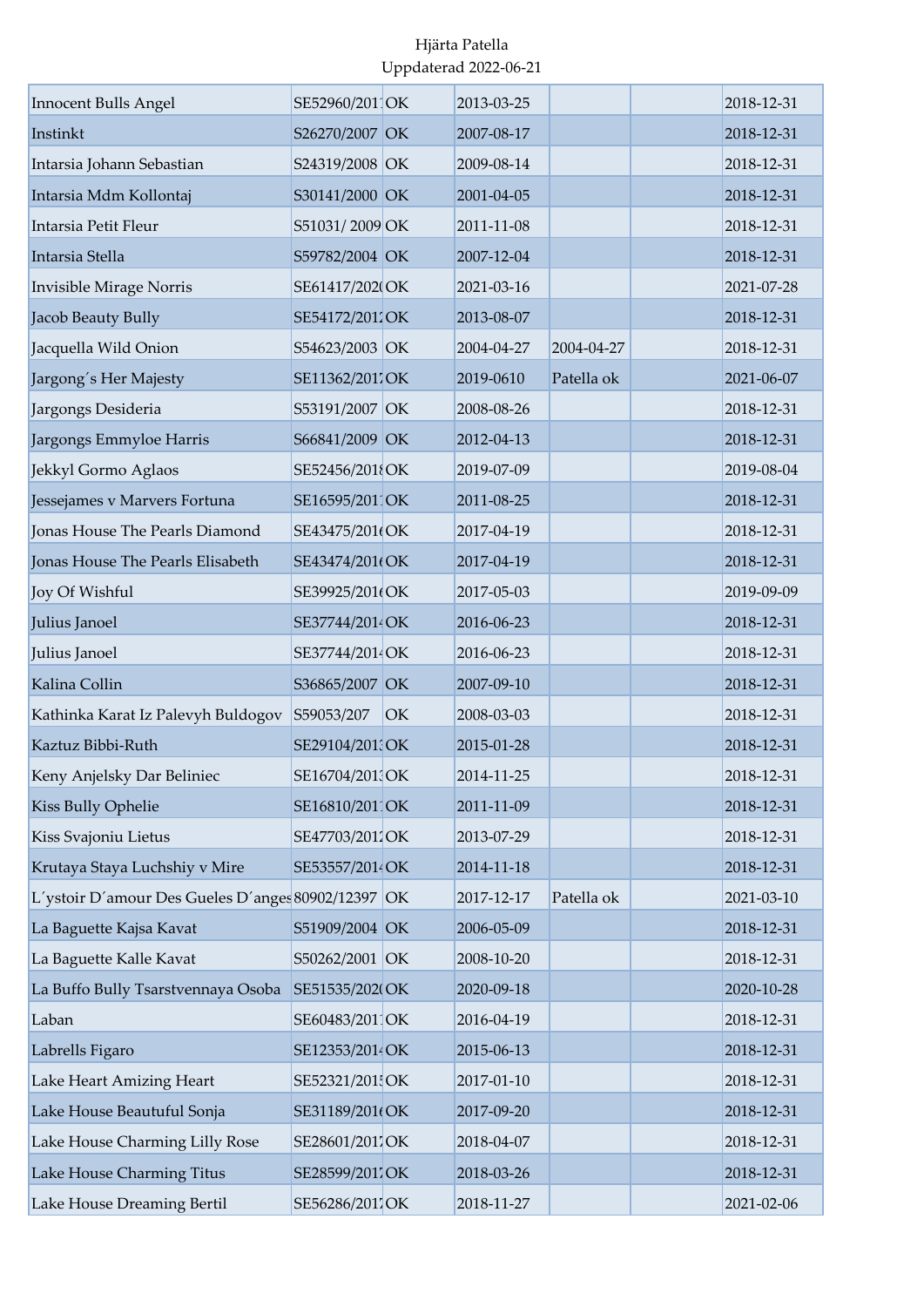Hjärta Patella
Uppdaterad 2022-06-21

| | | | | | | |
|---|---|---|---|---|---|---|
| Innocent Bulls Angel | SE52960/2011 | OK | 2013-03-25 | | | 2018-12-31 |
| Instinkt | S26270/2007 | OK | 2007-08-17 | | | 2018-12-31 |
| Intarsia Johann Sebastian | S24319/2008 | OK | 2009-08-14 | | | 2018-12-31 |
| Intarsia Mdm Kollontaj | S30141/2000 | OK | 2001-04-05 | | | 2018-12-31 |
| Intarsia Petit Fleur | S51031/ 2009 | OK | 2011-11-08 | | | 2018-12-31 |
| Intarsia Stella | S59782/2004 | OK | 2007-12-04 | | | 2018-12-31 |
| Invisible Mirage Norris | SE61417/2020 | OK | 2021-03-16 | | | 2021-07-28 |
| Jacob Beauty Bully | SE54172/2012 | OK | 2013-08-07 | | | 2018-12-31 |
| Jacquella Wild Onion | S54623/2003 | OK | 2004-04-27 | 2004-04-27 | | 2018-12-31 |
| Jargong´s Her Majesty | SE11362/2017 | OK | 2019-0610 | Patella ok | | 2021-06-07 |
| Jargongs Desideria | S53191/2007 | OK | 2008-08-26 | | | 2018-12-31 |
| Jargongs Emmyloe Harris | S66841/2009 | OK | 2012-04-13 | | | 2018-12-31 |
| Jekkyl Gormo Aglaos | SE52456/2018 | OK | 2019-07-09 | | | 2019-08-04 |
| Jessejames v Marvers Fortuna | SE16595/2011 | OK | 2011-08-25 | | | 2018-12-31 |
| Jonas House The Pearls Diamond | SE43475/2016 | OK | 2017-04-19 | | | 2018-12-31 |
| Jonas House The Pearls Elisabeth | SE43474/2016 | OK | 2017-04-19 | | | 2018-12-31 |
| Joy Of Wishful | SE39925/2016 | OK | 2017-05-03 | | | 2019-09-09 |
| Julius Janoel | SE37744/2014 | OK | 2016-06-23 | | | 2018-12-31 |
| Julius Janoel | SE37744/2014 | OK | 2016-06-23 | | | 2018-12-31 |
| Kalina Collin | S36865/2007 | OK | 2007-09-10 | | | 2018-12-31 |
| Kathinka Karat Iz Palevyh Buldogov | S59053/207 | OK | 2008-03-03 | | | 2018-12-31 |
| Kaztuz Bibbi-Ruth | SE29104/2013 | OK | 2015-01-28 | | | 2018-12-31 |
| Keny Anjelsky Dar Beliniec | SE16704/2013 | OK | 2014-11-25 | | | 2018-12-31 |
| Kiss Bully Ophelie | SE16810/2011 | OK | 2011-11-09 | | | 2018-12-31 |
| Kiss Svajoniu Lietus | SE47703/2012 | OK | 2013-07-29 | | | 2018-12-31 |
| Krutaya Staya Luchshiy v Mire | SE53557/2014 | OK | 2014-11-18 | | | 2018-12-31 |
| L´ystoir D´amour Des Gueles D´anges | 80902/12397 | OK | 2017-12-17 | Patella ok | | 2021-03-10 |
| La Baguette Kajsa Kavat | S51909/2004 | OK | 2006-05-09 | | | 2018-12-31 |
| La Baguette Kalle Kavat | S50262/2001 | OK | 2008-10-20 | | | 2018-12-31 |
| La Buffo Bully Tsarstvennaya Osoba | SE51535/2020 | OK | 2020-09-18 | | | 2020-10-28 |
| Laban | SE60483/2011 | OK | 2016-04-19 | | | 2018-12-31 |
| Labrells Figaro | SE12353/2014 | OK | 2015-06-13 | | | 2018-12-31 |
| Lake Heart Amizing Heart | SE52321/2015 | OK | 2017-01-10 | | | 2018-12-31 |
| Lake House Beautuful Sonja | SE31189/2016 | OK | 2017-09-20 | | | 2018-12-31 |
| Lake House Charming Lilly Rose | SE28601/2017 | OK | 2018-04-07 | | | 2018-12-31 |
| Lake House Charming Titus | SE28599/2017 | OK | 2018-03-26 | | | 2018-12-31 |
| Lake House Dreaming Bertil | SE56286/2017 | OK | 2018-11-27 | | | 2021-02-06 |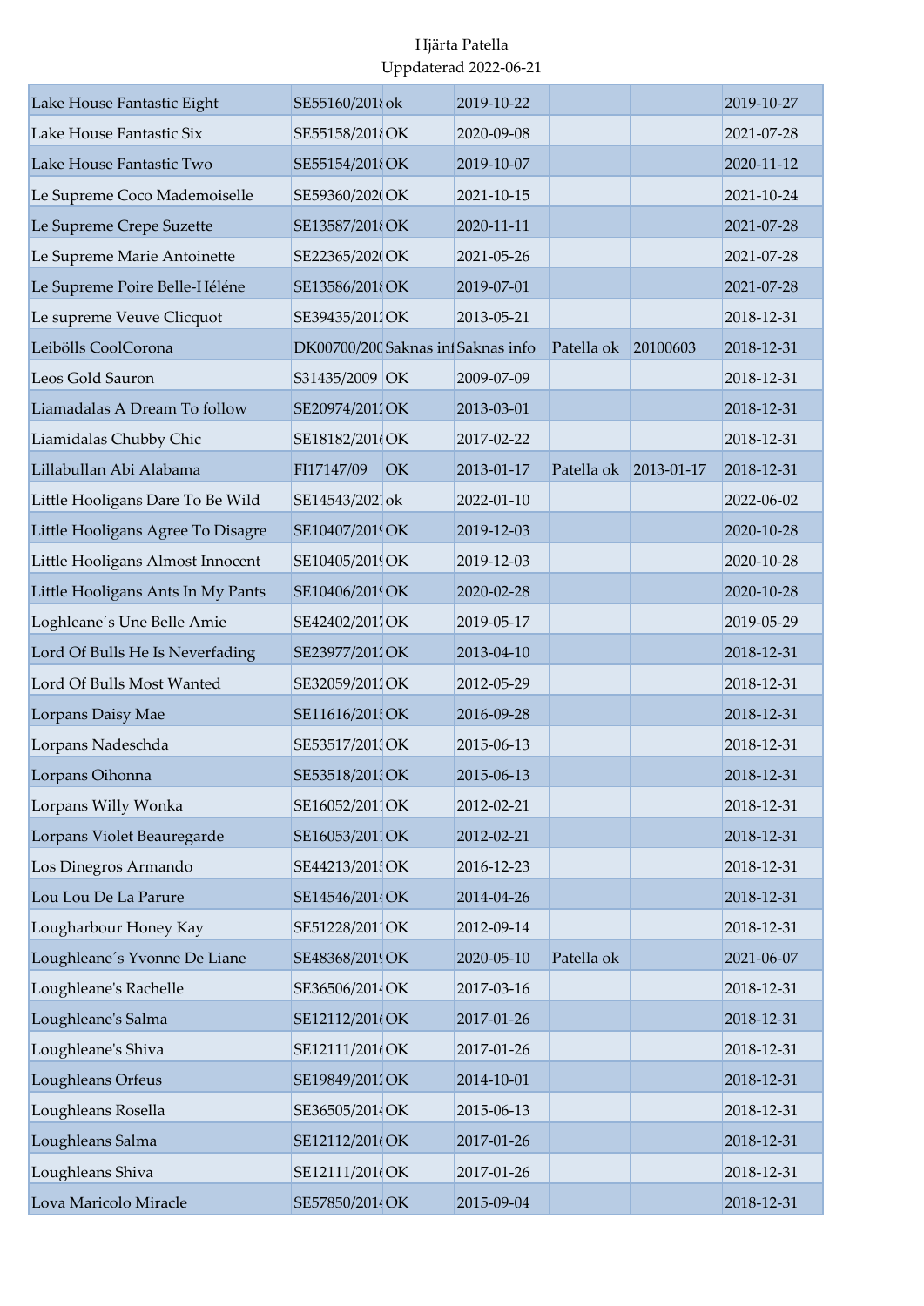Hjärta Patella
Uppdaterad 2022-06-21

| | | | | | | |
|---|---|---|---|---|---|---|
| Lake House Fantastic Eight | SE55160/2018 | ok | 2019-10-22 | | | 2019-10-27 |
| Lake House Fantastic Six | SE55158/2018 | OK | 2020-09-08 | | | 2021-07-28 |
| Lake House Fantastic Two | SE55154/2018 | OK | 2019-10-07 | | | 2020-11-12 |
| Le Supreme Coco Mademoiselle | SE59360/2020 | OK | 2021-10-15 | | | 2021-10-24 |
| Le Supreme Crepe Suzette | SE13587/2018 | OK | 2020-11-11 | | | 2021-07-28 |
| Le Supreme Marie Antoinette | SE22365/2020 | OK | 2021-05-26 | | | 2021-07-28 |
| Le Supreme Poire Belle-Héléne | SE13586/2018 | OK | 2019-07-01 | | | 2021-07-28 |
| Le supreme Veuve Clicquot | SE39435/2012 | OK | 2013-05-21 | | | 2018-12-31 |
| Leibölls CoolCorona | DK00700/200 | Saknas in | Saknas info | Patella ok | 20100603 | 2018-12-31 |
| Leos Gold Sauron | S31435/2009 | OK | 2009-07-09 | | | 2018-12-31 |
| Liamadalas A Dream To follow | SE20974/2012 | OK | 2013-03-01 | | | 2018-12-31 |
| Liamidalas Chubby Chic | SE18182/2016 | OK | 2017-02-22 | | | 2018-12-31 |
| Lillabullan Abi Alabama | FI17147/09 | OK | 2013-01-17 | Patella ok | 2013-01-17 | 2018-12-31 |
| Little Hooligans Dare To Be Wild | SE14543/2021 | ok | 2022-01-10 | | | 2022-06-02 |
| Little Hooligans Agree To Disagre | SE10407/2019 | OK | 2019-12-03 | | | 2020-10-28 |
| Little Hooligans Almost Innocent | SE10405/2019 | OK | 2019-12-03 | | | 2020-10-28 |
| Little Hooligans Ants In My Pants | SE10406/2019 | OK | 2020-02-28 | | | 2020-10-28 |
| Loghleane´s Une Belle Amie | SE42402/2017 | OK | 2019-05-17 | | | 2019-05-29 |
| Lord Of Bulls He Is Neverfading | SE23977/2012 | OK | 2013-04-10 | | | 2018-12-31 |
| Lord Of Bulls Most Wanted | SE32059/2012 | OK | 2012-05-29 | | | 2018-12-31 |
| Lorpans Daisy Mae | SE11616/2015 | OK | 2016-09-28 | | | 2018-12-31 |
| Lorpans Nadeschda | SE53517/2013 | OK | 2015-06-13 | | | 2018-12-31 |
| Lorpans Oihonna | SE53518/2013 | OK | 2015-06-13 | | | 2018-12-31 |
| Lorpans Willy Wonka | SE16052/2011 | OK | 2012-02-21 | | | 2018-12-31 |
| Lorpans Violet Beauregarde | SE16053/2011 | OK | 2012-02-21 | | | 2018-12-31 |
| Los Dinegros Armando | SE44213/2015 | OK | 2016-12-23 | | | 2018-12-31 |
| Lou Lou De La Parure | SE14546/2014 | OK | 2014-04-26 | | | 2018-12-31 |
| Lougharbour Honey Kay | SE51228/2011 | OK | 2012-09-14 | | | 2018-12-31 |
| Loughleane´s Yvonne De Liane | SE48368/2019 | OK | 2020-05-10 | Patella ok | | 2021-06-07 |
| Loughleane's Rachelle | SE36506/2014 | OK | 2017-03-16 | | | 2018-12-31 |
| Loughleane's Salma | SE12112/2016 | OK | 2017-01-26 | | | 2018-12-31 |
| Loughleane's Shiva | SE12111/2016 | OK | 2017-01-26 | | | 2018-12-31 |
| Loughleans Orfeus | SE19849/2012 | OK | 2014-10-01 | | | 2018-12-31 |
| Loughleans Rosella | SE36505/2014 | OK | 2015-06-13 | | | 2018-12-31 |
| Loughleans Salma | SE12112/2016 | OK | 2017-01-26 | | | 2018-12-31 |
| Loughleans Shiva | SE12111/2016 | OK | 2017-01-26 | | | 2018-12-31 |
| Lova Maricolo Miracle | SE57850/2014 | OK | 2015-09-04 | | | 2018-12-31 |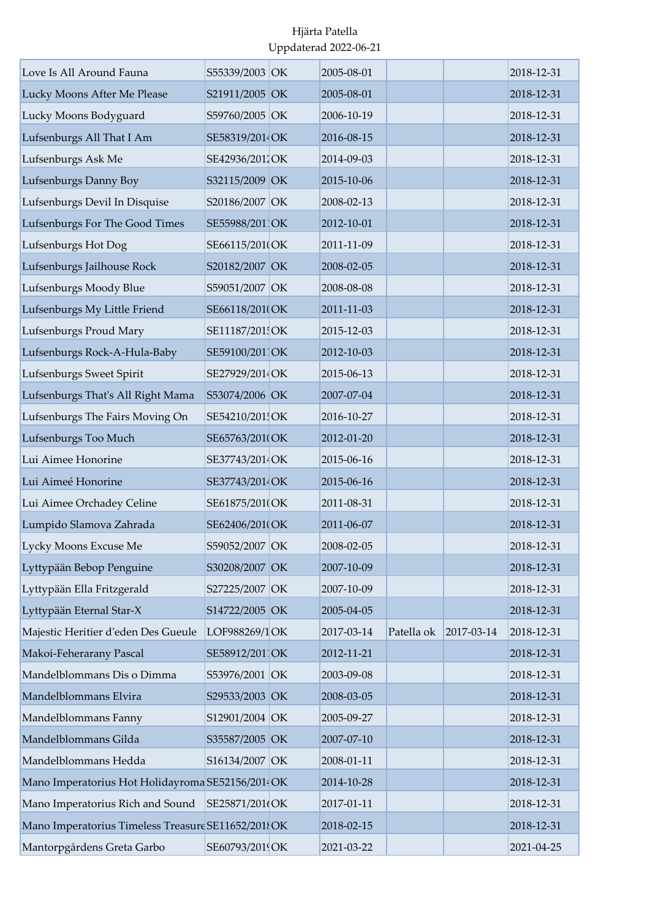Hjärta Patella
Uppdaterad 2022-06-21

| | | | | | | |
|---|---|---|---|---|---|---|
| Love Is All Around Fauna | S55339/2003 | OK | 2005-08-01 | | | 2018-12-31 |
| Lucky Moons After Me Please | S21911/2005 | OK | 2005-08-01 | | | 2018-12-31 |
| Lucky Moons Bodyguard | S59760/2005 | OK | 2006-10-19 | | | 2018-12-31 |
| Lufsenburgs All That I Am | SE58319/2014 | OK | 2016-08-15 | | | 2018-12-31 |
| Lufsenburgs Ask Me | SE42936/2012 | OK | 2014-09-03 | | | 2018-12-31 |
| Lufsenburgs Danny Boy | S32115/2009 | OK | 2015-10-06 | | | 2018-12-31 |
| Lufsenburgs Devil In Disquise | S20186/2007 | OK | 2008-02-13 | | | 2018-12-31 |
| Lufsenburgs For The Good Times | SE55988/2011 | OK | 2012-10-01 | | | 2018-12-31 |
| Lufsenburgs Hot Dog | SE66115/2010 | OK | 2011-11-09 | | | 2018-12-31 |
| Lufsenburgs Jailhouse Rock | S20182/2007 | OK | 2008-02-05 | | | 2018-12-31 |
| Lufsenburgs Moody Blue | S59051/2007 | OK | 2008-08-08 | | | 2018-12-31 |
| Lufsenburgs My Little Friend | SE66118/2010 | OK | 2011-11-03 | | | 2018-12-31 |
| Lufsenburgs Proud Mary | SE11187/2015 | OK | 2015-12-03 | | | 2018-12-31 |
| Lufsenburgs Rock-A-Hula-Baby | SE59100/2011 | OK | 2012-10-03 | | | 2018-12-31 |
| Lufsenburgs Sweet Spirit | SE27929/2014 | OK | 2015-06-13 | | | 2018-12-31 |
| Lufsenburgs That's All Right Mama | S53074/2006 | OK | 2007-07-04 | | | 2018-12-31 |
| Lufsenburgs The Fairs Moving On | SE54210/2015 | OK | 2016-10-27 | | | 2018-12-31 |
| Lufsenburgs Too Much | SE65763/2010 | OK | 2012-01-20 | | | 2018-12-31 |
| Lui Aimee Honorine | SE37743/2014 | OK | 2015-06-16 | | | 2018-12-31 |
| Lui Aimeé Honorine | SE37743/2014 | OK | 2015-06-16 | | | 2018-12-31 |
| Lui Aimee Orchadey Celine | SE61875/2010 | OK | 2011-08-31 | | | 2018-12-31 |
| Lumpido Slamova Zahrada | SE62406/2010 | OK | 2011-06-07 | | | 2018-12-31 |
| Lycky Moons Excuse Me | S59052/2007 | OK | 2008-02-05 | | | 2018-12-31 |
| Lyttypään Bebop Penguine | S30208/2007 | OK | 2007-10-09 | | | 2018-12-31 |
| Lyttypään Ella Fritzgerald | S27225/2007 | OK | 2007-10-09 | | | 2018-12-31 |
| Lyttypään Eternal Star-X | S14722/2005 | OK | 2005-04-05 | | | 2018-12-31 |
| Majestic Heritier d'eden Des Gueule | LOF988269/1 | OK | 2017-03-14 | Patella ok | 2017-03-14 | 2018-12-31 |
| Makoi-Feherarany Pascal | SE58912/2011 | OK | 2012-11-21 | | | 2018-12-31 |
| Mandelblommans Dis o Dimma | S53976/2001 | OK | 2003-09-08 | | | 2018-12-31 |
| Mandelblommans Elvira | S29533/2003 | OK | 2008-03-05 | | | 2018-12-31 |
| Mandelblommans Fanny | S12901/2004 | OK | 2005-09-27 | | | 2018-12-31 |
| Mandelblommans Gilda | S35587/2005 | OK | 2007-07-10 | | | 2018-12-31 |
| Mandelblommans Hedda | S16134/2007 | OK | 2008-01-11 | | | 2018-12-31 |
| Mano Imperatorius Hot Holidayroma | SE52156/2014 | OK | 2014-10-28 | | | 2018-12-31 |
| Mano Imperatorius Rich and Sound | SE25871/2016 | OK | 2017-01-11 | | | 2018-12-31 |
| Mano Imperatorius Timeless Treasure | SE11652/2018 | OK | 2018-02-15 | | | 2018-12-31 |
| Mantorpgårdens Greta Garbo | SE60793/2019 | OK | 2021-03-22 | | | 2021-04-25 |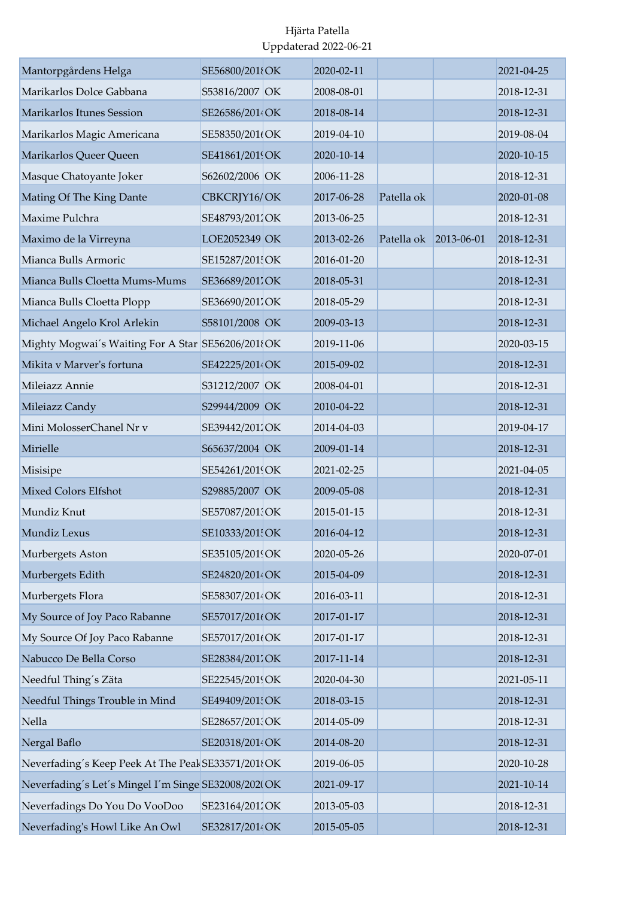Hjärta Patella
Uppdaterad 2022-06-21

| | | | | | | |
|---|---|---|---|---|---|---|
| Mantorpgårdens Helga | SE56800/2018 | OK | 2020-02-11 | | | 2021-04-25 |
| Marikarlos Dolce Gabbana | S53816/2007 | OK | 2008-08-01 | | | 2018-12-31 |
| Marikarlos Itunes Session | SE26586/2014 | OK | 2018-08-14 | | | 2018-12-31 |
| Marikarlos Magic Americana | SE58350/2016 | OK | 2019-04-10 | | | 2019-08-04 |
| Marikarlos Queer Queen | SE41861/2019 | OK | 2020-10-14 | | | 2020-10-15 |
| Masque Chatoyante Joker | S62602/2006 | OK | 2006-11-28 | | | 2018-12-31 |
| Mating Of The King Dante | CBKCRJY16/ | OK | 2017-06-28 | Patella ok | | 2020-01-08 |
| Maxime Pulchra | SE48793/2012 | OK | 2013-06-25 | | | 2018-12-31 |
| Maximo de la Virreyna | LOE2052349 | OK | 2013-02-26 | Patella ok | 2013-06-01 | 2018-12-31 |
| Mianca Bulls Armoric | SE15287/2015 | OK | 2016-01-20 | | | 2018-12-31 |
| Mianca Bulls Cloetta Mums-Mums | SE36689/2017 | OK | 2018-05-31 | | | 2018-12-31 |
| Mianca Bulls Cloetta Plopp | SE36690/2017 | OK | 2018-05-29 | | | 2018-12-31 |
| Michael Angelo Krol Arlekin | S58101/2008 | OK | 2009-03-13 | | | 2018-12-31 |
| Mighty Mogwai´s Waiting For A Star | SE56206/2018 | OK | 2019-11-06 | | | 2020-03-15 |
| Mikita v Marver's fortuna | SE42225/2014 | OK | 2015-09-02 | | | 2018-12-31 |
| Mileiazz Annie | S31212/2007 | OK | 2008-04-01 | | | 2018-12-31 |
| Mileiazz Candy | S29944/2009 | OK | 2010-04-22 | | | 2018-12-31 |
| Mini MolosserChanel Nr v | SE39442/2012 | OK | 2014-04-03 | | | 2019-04-17 |
| Mirielle | S65637/2004 | OK | 2009-01-14 | | | 2018-12-31 |
| Misisipe | SE54261/2019 | OK | 2021-02-25 | | | 2021-04-05 |
| Mixed Colors Elfshot | S29885/2007 | OK | 2009-05-08 | | | 2018-12-31 |
| Mundiz Knut | SE57087/2013 | OK | 2015-01-15 | | | 2018-12-31 |
| Mundiz Lexus | SE10333/2015 | OK | 2016-04-12 | | | 2018-12-31 |
| Murbergets Aston | SE35105/2019 | OK | 2020-05-26 | | | 2020-07-01 |
| Murbergets Edith | SE24820/2014 | OK | 2015-04-09 | | | 2018-12-31 |
| Murbergets Flora | SE58307/2014 | OK | 2016-03-11 | | | 2018-12-31 |
| My Source of Joy Paco Rabanne | SE57017/2016 | OK | 2017-01-17 | | | 2018-12-31 |
| My Source Of Joy Paco Rabanne | SE57017/2016 | OK | 2017-01-17 | | | 2018-12-31 |
| Nabucco De Bella Corso | SE28384/2017 | OK | 2017-11-14 | | | 2018-12-31 |
| Needful Thing´s Zäta | SE22545/2019 | OK | 2020-04-30 | | | 2021-05-11 |
| Needful Things Trouble in Mind | SE49409/2015 | OK | 2018-03-15 | | | 2018-12-31 |
| Nella | SE28657/2013 | OK | 2014-05-09 | | | 2018-12-31 |
| Nergal Baflo | SE20318/2014 | OK | 2014-08-20 | | | 2018-12-31 |
| Neverfading´s Keep Peek At The Peak | SE33571/2018 | OK | 2019-06-05 | | | 2020-10-28 |
| Neverfading´s Let´s Mingel I´m Singe | SE32008/2020 | OK | 2021-09-17 | | | 2021-10-14 |
| Neverfadings Do You Do VooDoo | SE23164/2012 | OK | 2013-05-03 | | | 2018-12-31 |
| Neverfading's Howl Like An Owl | SE32817/2014 | OK | 2015-05-05 | | | 2018-12-31 |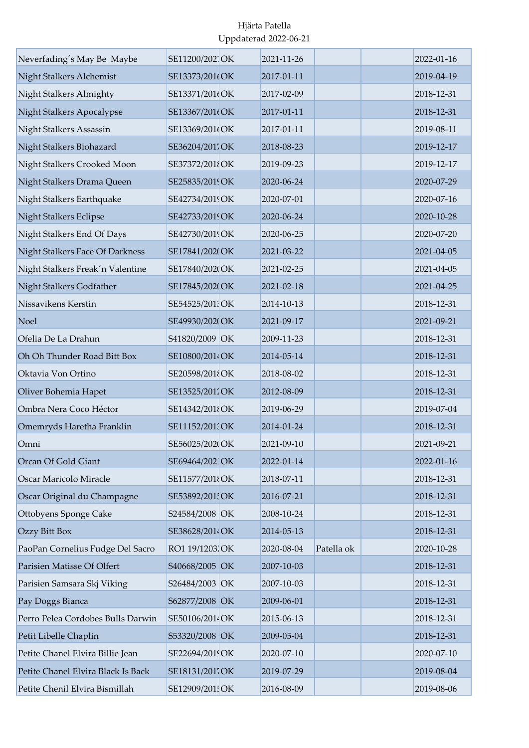Hjärta Patella
Uppdaterad 2022-06-21

| | | | | | | |
|---|---|---|---|---|---|---|
| Neverfading´s May Be Maybe | SE11200/2021 | OK | 2021-11-26 | | | 2022-01-16 |
| Night Stalkers Alchemist | SE13373/2016 | OK | 2017-01-11 | | | 2019-04-19 |
| Night Stalkers Almighty | SE13371/2016 | OK | 2017-02-09 | | | 2018-12-31 |
| Night Stalkers Apocalypse | SE13367/2016 | OK | 2017-01-11 | | | 2018-12-31 |
| Night Stalkers Assassin | SE13369/2016 | OK | 2017-01-11 | | | 2019-08-11 |
| Night Stalkers Biohazard | SE36204/2017 | OK | 2018-08-23 | | | 2019-12-17 |
| Night Stalkers Crooked Moon | SE37372/2018 | OK | 2019-09-23 | | | 2019-12-17 |
| Night Stalkers Drama Queen | SE25835/2019 | OK | 2020-06-24 | | | 2020-07-29 |
| Night Stalkers Earthquake | SE42734/2019 | OK | 2020-07-01 | | | 2020-07-16 |
| Night Stalkers Eclipse | SE42733/2019 | OK | 2020-06-24 | | | 2020-10-28 |
| Night Stalkers End Of Days | SE42730/2019 | OK | 2020-06-25 | | | 2020-07-20 |
| Night Stalkers Face Of Darkness | SE17841/2020 | OK | 2021-03-22 | | | 2021-04-05 |
| Night Stalkers Freak´n Valentine | SE17840/2020 | OK | 2021-02-25 | | | 2021-04-05 |
| Night Stalkers Godfather | SE17845/2020 | OK | 2021-02-18 | | | 2021-04-25 |
| Nissavikens Kerstin | SE54525/2013 | OK | 2014-10-13 | | | 2018-12-31 |
| Noel | SE49930/2020 | OK | 2021-09-17 | | | 2021-09-21 |
| Ofelia De La Drahun | S41820/2009 | OK | 2009-11-23 | | | 2018-12-31 |
| Oh Oh Thunder Road Bitt Box | SE10800/2014 | OK | 2014-05-14 | | | 2018-12-31 |
| Oktavia Von Ortino | SE20598/2018 | OK | 2018-08-02 | | | 2018-12-31 |
| Oliver Bohemia Hapet | SE13525/2012 | OK | 2012-08-09 | | | 2018-12-31 |
| Ombra Nera Coco Héctor | SE14342/2018 | OK | 2019-06-29 | | | 2019-07-04 |
| Omemryds Haretha Franklin | SE11152/2013 | OK | 2014-01-24 | | | 2018-12-31 |
| Omni | SE56025/2020 | OK | 2021-09-10 | | | 2021-09-21 |
| Orcan Of Gold Giant | SE69464/2021 | OK | 2022-01-14 | | | 2022-01-16 |
| Oscar Maricolo Miracle | SE11577/2018 | OK | 2018-07-11 | | | 2018-12-31 |
| Oscar Original du Champagne | SE53892/2015 | OK | 2016-07-21 | | | 2018-12-31 |
| Ottobyens Sponge Cake | S24584/2008 | OK | 2008-10-24 | | | 2018-12-31 |
| Ozzy Bitt Box | SE38628/2014 | OK | 2014-05-13 | | | 2018-12-31 |
| PaoPan Cornelius Fudge Del Sacro | RO1 19/12032 | OK | 2020-08-04 | Patella ok | | 2020-10-28 |
| Parisien Matisse Of Olfert | S40668/2005 | OK | 2007-10-03 | | | 2018-12-31 |
| Parisien Samsara Skj Viking | S26484/2003 | OK | 2007-10-03 | | | 2018-12-31 |
| Pay Doggs Bianca | S62877/2008 | OK | 2009-06-01 | | | 2018-12-31 |
| Perro Pelea Cordobes Bulls Darwin | SE50106/2014 | OK | 2015-06-13 | | | 2018-12-31 |
| Petit Libelle Chaplin | S53320/2008 | OK | 2009-05-04 | | | 2018-12-31 |
| Petite Chanel Elvira Billie Jean | SE22694/2019 | OK | 2020-07-10 | | | 2020-07-10 |
| Petite Chanel Elvira Black Is Back | SE18131/2017 | OK | 2019-07-29 | | | 2019-08-04 |
| Petite Chenil Elvira Bismillah | SE12909/2015 | OK | 2016-08-09 | | | 2019-08-06 |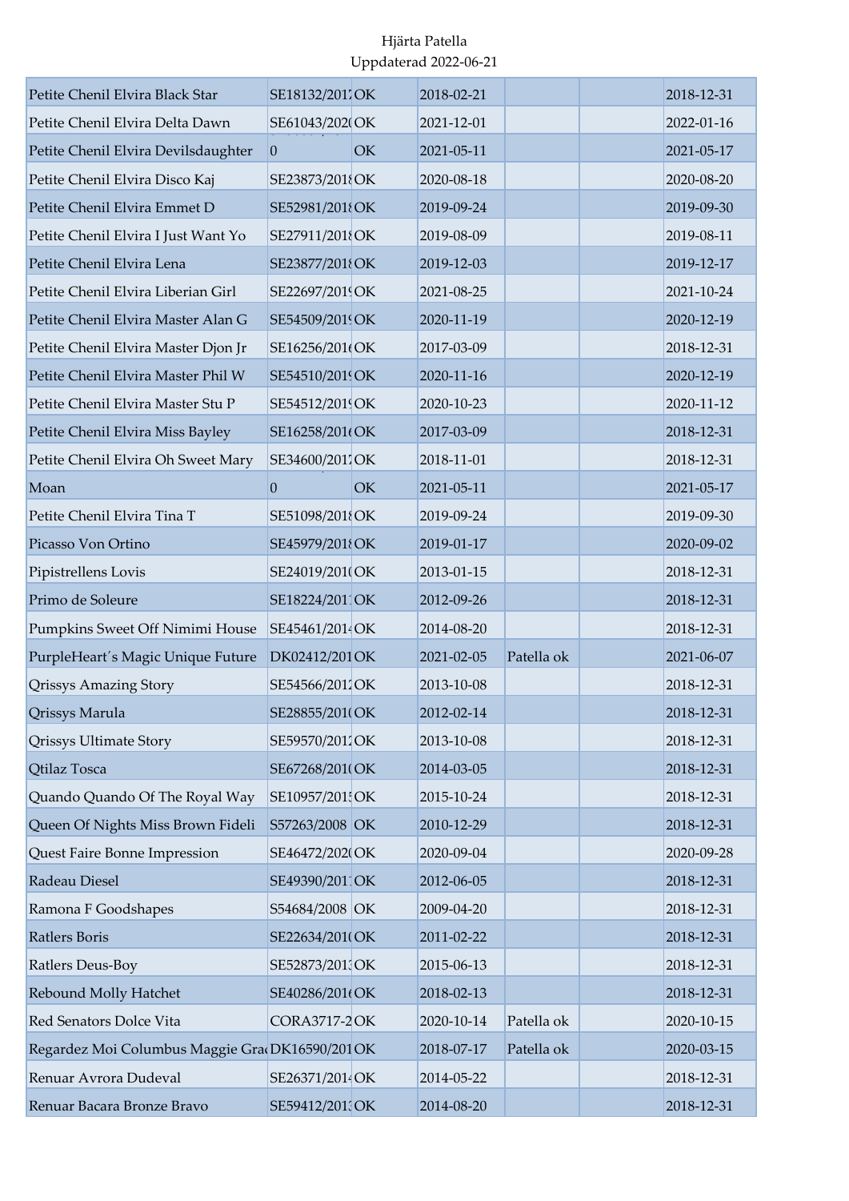Hjärta Patella
Uppdaterad 2022-06-21

| | | | | | | |
|---|---|---|---|---|---|---|
| Petite Chenil Elvira Black Star | SE18132/2017 | OK | 2018-02-21 | | | 2018-12-31 |
| Petite Chenil Elvira Delta Dawn | SE61043/2020 | OK | 2021-12-01 | | | 2022-01-16 |
| Petite Chenil Elvira Devilsdaughter | 0 | OK | 2021-05-11 | | | 2021-05-17 |
| Petite Chenil Elvira Disco Kaj | SE23873/2018 | OK | 2020-08-18 | | | 2020-08-20 |
| Petite Chenil Elvira Emmet D | SE52981/2018 | OK | 2019-09-24 | | | 2019-09-30 |
| Petite Chenil Elvira I Just Want Yo | SE27911/2018 | OK | 2019-08-09 | | | 2019-08-11 |
| Petite Chenil Elvira Lena | SE23877/2018 | OK | 2019-12-03 | | | 2019-12-17 |
| Petite Chenil Elvira Liberian Girl | SE22697/2019 | OK | 2021-08-25 | | | 2021-10-24 |
| Petite Chenil Elvira Master Alan G | SE54509/2019 | OK | 2020-11-19 | | | 2020-12-19 |
| Petite Chenil Elvira Master Djon Jr | SE16256/2016 | OK | 2017-03-09 | | | 2018-12-31 |
| Petite Chenil Elvira Master Phil W | SE54510/2019 | OK | 2020-11-16 | | | 2020-12-19 |
| Petite Chenil Elvira Master Stu P | SE54512/2019 | OK | 2020-10-23 | | | 2020-11-12 |
| Petite Chenil Elvira Miss Bayley | SE16258/2016 | OK | 2017-03-09 | | | 2018-12-31 |
| Petite Chenil Elvira Oh Sweet Mary | SE34600/2017 | OK | 2018-11-01 | | | 2018-12-31 |
| Moan | 0 | OK | 2021-05-11 | | | 2021-05-17 |
| Petite Chenil Elvira Tina T | SE51098/2018 | OK | 2019-09-24 | | | 2019-09-30 |
| Picasso Von Ortino | SE45979/2018 | OK | 2019-01-17 | | | 2020-09-02 |
| Pipistrellens Lovis | SE24019/2010 | OK | 2013-01-15 | | | 2018-12-31 |
| Primo de Soleure | SE18224/2011 | OK | 2012-09-26 | | | 2018-12-31 |
| Pumpkins Sweet Off Nimimi House | SE45461/2014 | OK | 2014-08-20 | | | 2018-12-31 |
| PurpleHeart´s Magic Unique Future | DK02412/201 | OK | 2021-02-05 | Patella ok | | 2021-06-07 |
| Qrissys Amazing Story | SE54566/2012 | OK | 2013-10-08 | | | 2018-12-31 |
| Qrissys Marula | SE28855/2010 | OK | 2012-02-14 | | | 2018-12-31 |
| Qrissys Ultimate Story | SE59570/2012 | OK | 2013-10-08 | | | 2018-12-31 |
| Qtilaz Tosca | SE67268/2010 | OK | 2014-03-05 | | | 2018-12-31 |
| Quando Quando Of The Royal Way | SE10957/2015 | OK | 2015-10-24 | | | 2018-12-31 |
| Queen Of Nights Miss Brown Fideli | S57263/2008 | OK | 2010-12-29 | | | 2018-12-31 |
| Quest Faire Bonne Impression | SE46472/2020 | OK | 2020-09-04 | | | 2020-09-28 |
| Radeau Diesel | SE49390/2011 | OK | 2012-06-05 | | | 2018-12-31 |
| Ramona F Goodshapes | S54684/2008 | OK | 2009-04-20 | | | 2018-12-31 |
| Ratlers Boris | SE22634/2010 | OK | 2011-02-22 | | | 2018-12-31 |
| Ratlers Deus-Boy | SE52873/2013 | OK | 2015-06-13 | | | 2018-12-31 |
| Rebound Molly Hatchet | SE40286/2016 | OK | 2018-02-13 | | | 2018-12-31 |
| Red Senators Dolce Vita | CORA3717-2 | OK | 2020-10-14 | Patella ok | | 2020-10-15 |
| Regardez Moi Columbus Maggie Gra | DK16590/201 | OK | 2018-07-17 | Patella ok | | 2020-03-15 |
| Renuar Avrora Dudeval | SE26371/2014 | OK | 2014-05-22 | | | 2018-12-31 |
| Renuar Bacara Bronze Bravo | SE59412/2013 | OK | 2014-08-20 | | | 2018-12-31 |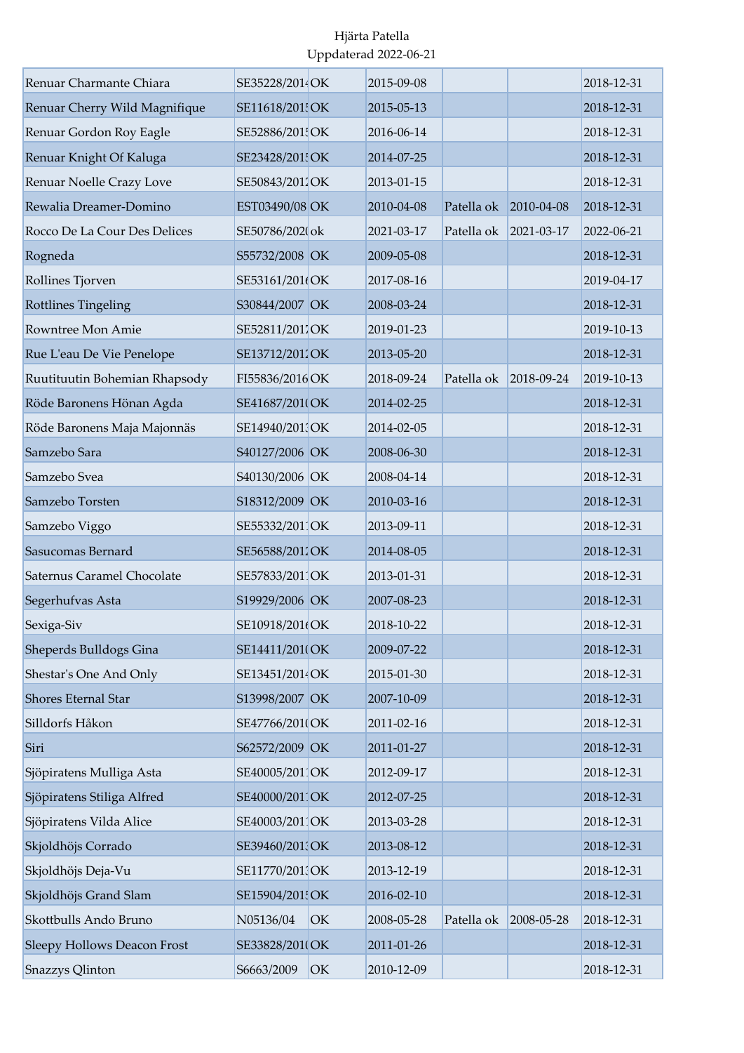Hjärta Patella
Uppdaterad 2022-06-21

| Renuar Charmante Chiara | SE35228/2014 | OK | 2015-09-08 | | | 2018-12-31 |
|---|---|---|---|---|---|---|
| Renuar Cherry Wild Magnifique | SE11618/2015 | OK | 2015-05-13 | | | 2018-12-31 |
| Renuar Gordon Roy Eagle | SE52886/2015 | OK | 2016-06-14 | | | 2018-12-31 |
| Renuar Knight Of Kaluga | SE23428/2013 | OK | 2014-07-25 | | | 2018-12-31 |
| Renuar Noelle Crazy Love | SE50843/2012 | OK | 2013-01-15 | | | 2018-12-31 |
| Rewalia Dreamer-Domino | EST03490/08 | OK | 2010-04-08 | Patella ok | 2010-04-08 | 2018-12-31 |
| Rocco De La Cour Des Delices | SE50786/2020 | ok | 2021-03-17 | Patella ok | 2021-03-17 | 2022-06-21 |
| Rogneda | S55732/2008 | OK | 2009-05-08 | | | 2018-12-31 |
| Rollines Tjorven | SE53161/2016 | OK | 2017-08-16 | | | 2019-04-17 |
| Rottlines Tingeling | S30844/2007 | OK | 2008-03-24 | | | 2018-12-31 |
| Rowntree Mon Amie | SE52811/2017 | OK | 2019-01-23 | | | 2019-10-13 |
| Rue L'eau De Vie Penelope | SE13712/2012 | OK | 2013-05-20 | | | 2018-12-31 |
| Ruutituutin Bohemian Rhapsody | FI55836/2016 | OK | 2018-09-24 | Patella ok | 2018-09-24 | 2019-10-13 |
| Röde Baronens Hönan Agda | SE41687/2010 | OK | 2014-02-25 | | | 2018-12-31 |
| Röde Baronens Maja Majonnäs | SE14940/2013 | OK | 2014-02-05 | | | 2018-12-31 |
| Samzebo Sara | S40127/2006 | OK | 2008-06-30 | | | 2018-12-31 |
| Samzebo Svea | S40130/2006 | OK | 2008-04-14 | | | 2018-12-31 |
| Samzebo Torsten | S18312/2009 | OK | 2010-03-16 | | | 2018-12-31 |
| Samzebo Viggo | SE55332/2011 | OK | 2013-09-11 | | | 2018-12-31 |
| Sasucomas Bernard | SE56588/2012 | OK | 2014-08-05 | | | 2018-12-31 |
| Saternus Caramel Chocolate | SE57833/2011 | OK | 2013-01-31 | | | 2018-12-31 |
| Segerhufvas Asta | S19929/2006 | OK | 2007-08-23 | | | 2018-12-31 |
| Sexiga-Siv | SE10918/2016 | OK | 2018-10-22 | | | 2018-12-31 |
| Sheperds Bulldogs Gina | SE14411/2010 | OK | 2009-07-22 | | | 2018-12-31 |
| Shestar's One And Only | SE13451/2014 | OK | 2015-01-30 | | | 2018-12-31 |
| Shores Eternal Star | S13998/2007 | OK | 2007-10-09 | | | 2018-12-31 |
| Silldorfs Håkon | SE47766/2010 | OK | 2011-02-16 | | | 2018-12-31 |
| Siri | S62572/2009 | OK | 2011-01-27 | | | 2018-12-31 |
| Sjöpiratens Mulliga Asta | SE40005/2011 | OK | 2012-09-17 | | | 2018-12-31 |
| Sjöpiratens Stiliga Alfred | SE40000/2011 | OK | 2012-07-25 | | | 2018-12-31 |
| Sjöpiratens Vilda Alice | SE40003/2011 | OK | 2013-03-28 | | | 2018-12-31 |
| Skjoldhöjs Corrado | SE39460/2013 | OK | 2013-08-12 | | | 2018-12-31 |
| Skjoldhöjs Deja-Vu | SE11770/2013 | OK | 2013-12-19 | | | 2018-12-31 |
| Skjoldhöjs Grand Slam | SE15904/2015 | OK | 2016-02-10 | | | 2018-12-31 |
| Skottbulls Ando Bruno | N05136/04 | OK | 2008-05-28 | Patella ok | 2008-05-28 | 2018-12-31 |
| Sleepy Hollows Deacon Frost | SE33828/2010 | OK | 2011-01-26 | | | 2018-12-31 |
| Snazzys Qlinton | S6663/2009 | OK | 2010-12-09 | | | 2018-12-31 |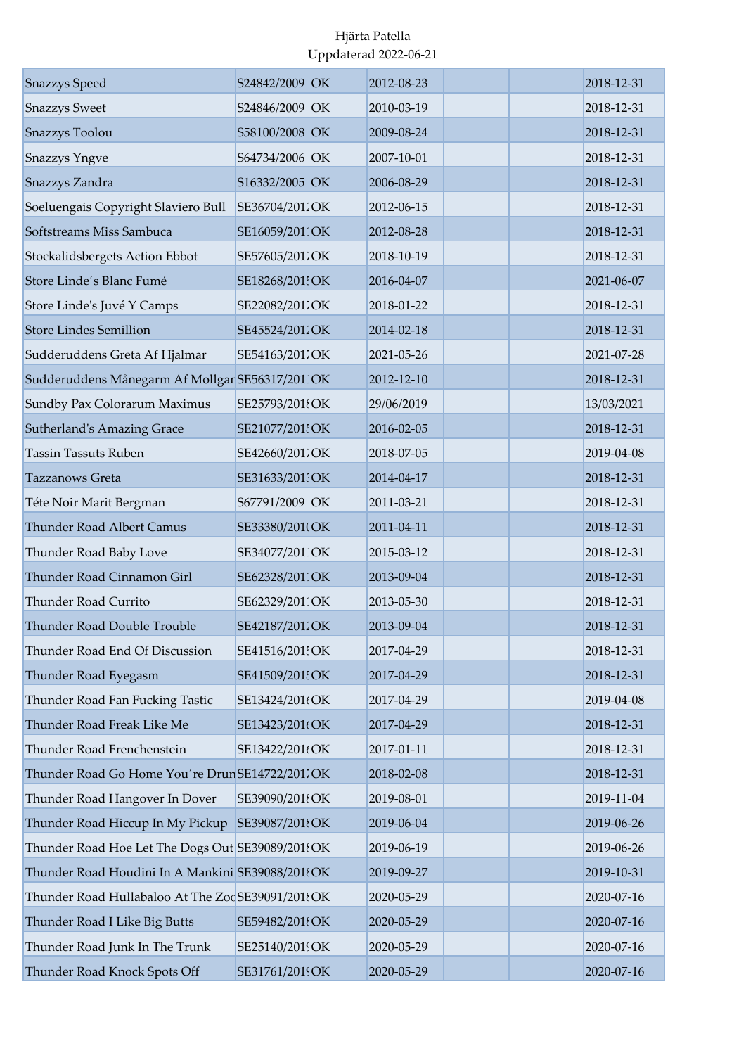Hjärta Patella
Uppdaterad 2022-06-21

| | | | | | | |
|---|---|---|---|---|---|---|
| Snazzys Speed | S24842/2009 | OK | 2012-08-23 | | | 2018-12-31 |
| Snazzys Sweet | S24846/2009 | OK | 2010-03-19 | | | 2018-12-31 |
| Snazzys Toolou | S58100/2008 | OK | 2009-08-24 | | | 2018-12-31 |
| Snazzys Yngve | S64734/2006 | OK | 2007-10-01 | | | 2018-12-31 |
| Snazzys Zandra | S16332/2005 | OK | 2006-08-29 | | | 2018-12-31 |
| Soeluengais Copyright Slaviero Bull | SE36704/2012 | OK | 2012-06-15 | | | 2018-12-31 |
| Softstreams Miss Sambuca | SE16059/2011 | OK | 2012-08-28 | | | 2018-12-31 |
| Stockalidsbergets Action Ebbot | SE57605/2017 | OK | 2018-10-19 | | | 2018-12-31 |
| Store Linde´s Blanc Fumé | SE18268/2015 | OK | 2016-04-07 | | | 2021-06-07 |
| Store Linde's Juvé Y Camps | SE22082/2017 | OK | 2018-01-22 | | | 2018-12-31 |
| Store Lindes Semillion | SE45524/2012 | OK | 2014-02-18 | | | 2018-12-31 |
| Sudderuddens Greta Af Hjalmar | SE54163/2017 | OK | 2021-05-26 | | | 2021-07-28 |
| Sudderuddens Månegarm Af Mollgar | SE56317/2011 | OK | 2012-12-10 | | | 2018-12-31 |
| Sundby Pax Colorarum Maximus | SE25793/2018 | OK | 29/06/2019 | | | 13/03/2021 |
| Sutherland's Amazing Grace | SE21077/2015 | OK | 2016-02-05 | | | 2018-12-31 |
| Tassin Tassuts Ruben | SE42660/2017 | OK | 2018-07-05 | | | 2019-04-08 |
| Tazzanows Greta | SE31633/2013 | OK | 2014-04-17 | | | 2018-12-31 |
| Téte Noir Marit Bergman | S67791/2009 | OK | 2011-03-21 | | | 2018-12-31 |
| Thunder Road Albert Camus | SE33380/2010 | OK | 2011-04-11 | | | 2018-12-31 |
| Thunder Road Baby Love | SE34077/2011 | OK | 2015-03-12 | | | 2018-12-31 |
| Thunder Road Cinnamon Girl | SE62328/2011 | OK | 2013-09-04 | | | 2018-12-31 |
| Thunder Road Currito | SE62329/2011 | OK | 2013-05-30 | | | 2018-12-31 |
| Thunder Road Double Trouble | SE42187/2012 | OK | 2013-09-04 | | | 2018-12-31 |
| Thunder Road End Of Discussion | SE41516/2015 | OK | 2017-04-29 | | | 2018-12-31 |
| Thunder Road Eyegasm | SE41509/2015 | OK | 2017-04-29 | | | 2018-12-31 |
| Thunder Road Fan Fucking Tastic | SE13424/2016 | OK | 2017-04-29 | | | 2019-04-08 |
| Thunder Road Freak Like Me | SE13423/2016 | OK | 2017-04-29 | | | 2018-12-31 |
| Thunder Road Frenchenstein | SE13422/2016 | OK | 2017-01-11 | | | 2018-12-31 |
| Thunder Road Go Home You´re Drun | SE14722/2017 | OK | 2018-02-08 | | | 2018-12-31 |
| Thunder Road Hangover In Dover | SE39090/2018 | OK | 2019-08-01 | | | 2019-11-04 |
| Thunder Road Hiccup In My Pickup | SE39087/2018 | OK | 2019-06-04 | | | 2019-06-26 |
| Thunder Road Hoe Let The Dogs Out | SE39089/2018 | OK | 2019-06-19 | | | 2019-06-26 |
| Thunder Road Houdini In A Mankini | SE39088/2018 | OK | 2019-09-27 | | | 2019-10-31 |
| Thunder Road Hullabaloo At The Zoo | SE39091/2018 | OK | 2020-05-29 | | | 2020-07-16 |
| Thunder Road I Like Big Butts | SE59482/2018 | OK | 2020-05-29 | | | 2020-07-16 |
| Thunder Road Junk In The Trunk | SE25140/2019 | OK | 2020-05-29 | | | 2020-07-16 |
| Thunder Road Knock Spots Off | SE31761/2019 | OK | 2020-05-29 | | | 2020-07-16 |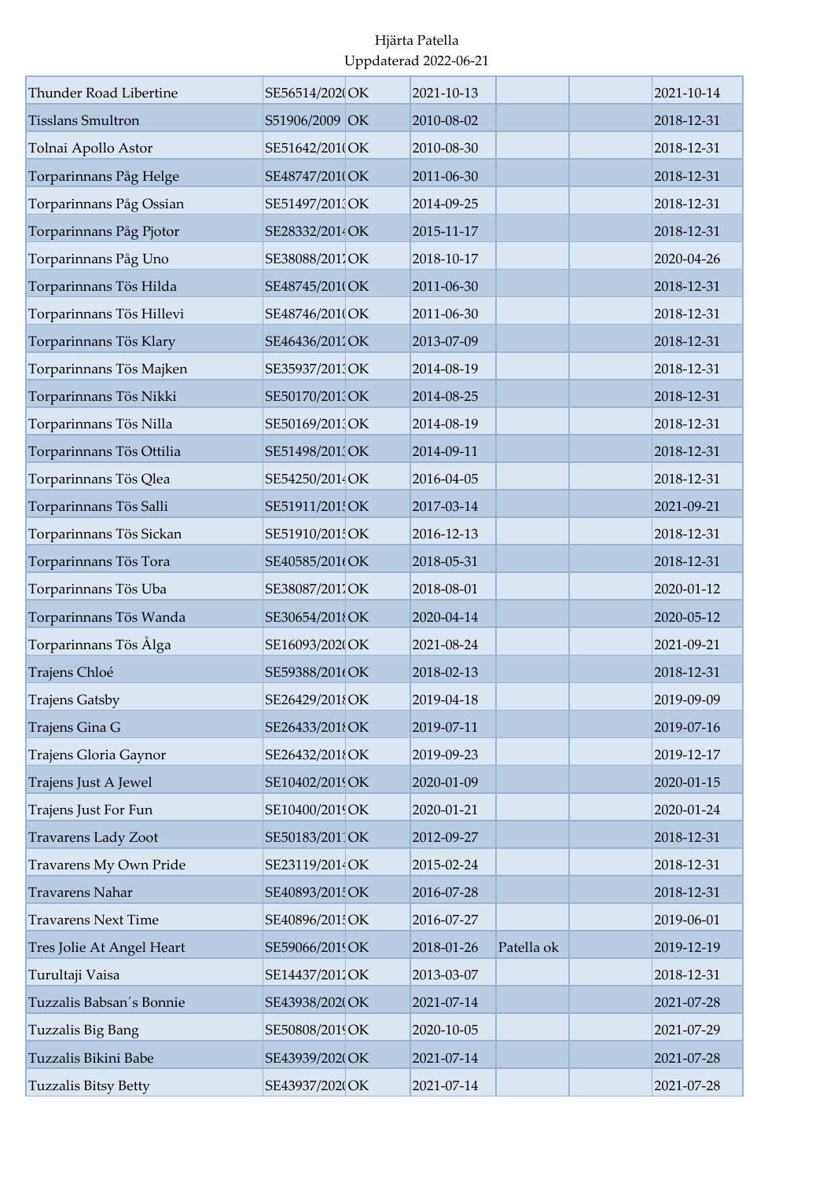Hjärta Patella
Uppdaterad 2022-06-21

| | | | | | | |
|---|---|---|---|---|---|---|
| Thunder Road Libertine | SE56514/202( | OK | 2021-10-13 | | | 2021-10-14 |
| Tisslans Smultron | S51906/2009 | OK | 2010-08-02 | | | 2018-12-31 |
| Tolnai Apollo Astor | SE51642/201( | OK | 2010-08-30 | | | 2018-12-31 |
| Torparinnans Påg Helge | SE48747/201( | OK | 2011-06-30 | | | 2018-12-31 |
| Torparinnans Påg Ossian | SE51497/201: | OK | 2014-09-25 | | | 2018-12-31 |
| Torparinnans Påg Pjotor | SE28332/2014 | OK | 2015-11-17 | | | 2018-12-31 |
| Torparinnans Påg Uno | SE38088/2017 | OK | 2018-10-17 | | | 2020-04-26 |
| Torparinnans Tös Hilda | SE48745/201( | OK | 2011-06-30 | | | 2018-12-31 |
| Torparinnans Tös Hillevi | SE48746/201( | OK | 2011-06-30 | | | 2018-12-31 |
| Torparinnans Tös Klary | SE46436/2012 | OK | 2013-07-09 | | | 2018-12-31 |
| Torparinnans Tös Majken | SE35937/201: | OK | 2014-08-19 | | | 2018-12-31 |
| Torparinnans Tös Nikki | SE50170/201: | OK | 2014-08-25 | | | 2018-12-31 |
| Torparinnans Tös Nilla | SE50169/201: | OK | 2014-08-19 | | | 2018-12-31 |
| Torparinnans Tös Ottilia | SE51498/201: | OK | 2014-09-11 | | | 2018-12-31 |
| Torparinnans Tös Qlea | SE54250/2014 | OK | 2016-04-05 | | | 2018-12-31 |
| Torparinnans Tös Salli | SE51911/2015 | OK | 2017-03-14 | | | 2021-09-21 |
| Torparinnans Tös Sickan | SE51910/2015 | OK | 2016-12-13 | | | 2018-12-31 |
| Torparinnans Tös Tora | SE40585/201( | OK | 2018-05-31 | | | 2018-12-31 |
| Torparinnans Tös Uba | SE38087/2017 | OK | 2018-08-01 | | | 2020-01-12 |
| Torparinnans Tös Wanda | SE30654/2018 | OK | 2020-04-14 | | | 2020-05-12 |
| Torparinnans Tös Ålga | SE16093/202( | OK | 2021-08-24 | | | 2021-09-21 |
| Trajens Chloé | SE59388/201( | OK | 2018-02-13 | | | 2018-12-31 |
| Trajens Gatsby | SE26429/2018 | OK | 2019-04-18 | | | 2019-09-09 |
| Trajens Gina G | SE26433/2018 | OK | 2019-07-11 | | | 2019-07-16 |
| Trajens Gloria Gaynor | SE26432/2018 | OK | 2019-09-23 | | | 2019-12-17 |
| Trajens Just A Jewel | SE10402/2019 | OK | 2020-01-09 | | | 2020-01-15 |
| Trajens Just For Fun | SE10400/2019 | OK | 2020-01-21 | | | 2020-01-24 |
| Travarens Lady Zoot | SE50183/2011 | OK | 2012-09-27 | | | 2018-12-31 |
| Travarens My Own Pride | SE23119/2014 | OK | 2015-02-24 | | | 2018-12-31 |
| Travarens Nahar | SE40893/2015 | OK | 2016-07-28 | | | 2018-12-31 |
| Travarens Next Time | SE40896/2015 | OK | 2016-07-27 | | | 2019-06-01 |
| Tres Jolie At Angel Heart | SE59066/2019 | OK | 2018-01-26 | Patella ok | | 2019-12-19 |
| Turultaji Vaisa | SE14437/2012 | OK | 2013-03-07 | | | 2018-12-31 |
| Tuzzalis Babsan´s Bonnie | SE43938/202( | OK | 2021-07-14 | | | 2021-07-28 |
| Tuzzalis Big Bang | SE50808/2019 | OK | 2020-10-05 | | | 2021-07-29 |
| Tuzzalis Bikini Babe | SE43939/202( | OK | 2021-07-14 | | | 2021-07-28 |
| Tuzzalis Bitsy Betty | SE43937/202( | OK | 2021-07-14 | | | 2021-07-28 |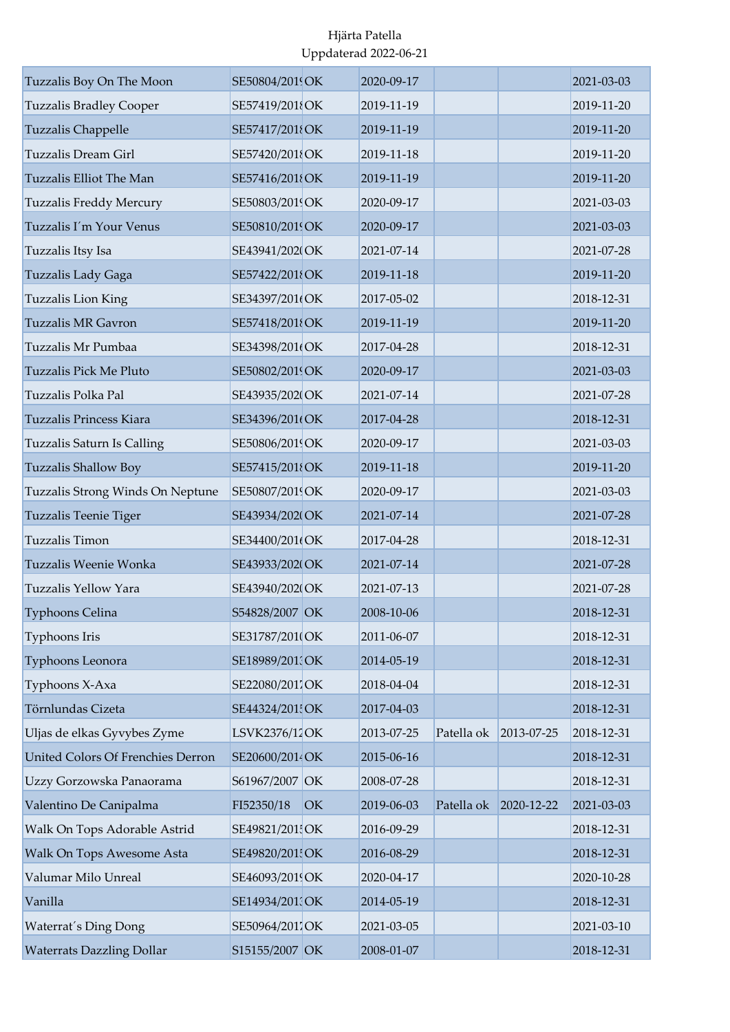Hjärta Patella
Uppdaterad 2022-06-21

| | | | | | | |
|---|---|---|---|---|---|---|
| Tuzzalis Boy On The Moon | SE50804/2019 | OK | 2020-09-17 | | | 2021-03-03 |
| Tuzzalis Bradley Cooper | SE57419/2018 | OK | 2019-11-19 | | | 2019-11-20 |
| Tuzzalis Chappelle | SE57417/2018 | OK | 2019-11-19 | | | 2019-11-20 |
| Tuzzalis Dream Girl | SE57420/2018 | OK | 2019-11-18 | | | 2019-11-20 |
| Tuzzalis Elliot The Man | SE57416/2018 | OK | 2019-11-19 | | | 2019-11-20 |
| Tuzzalis Freddy Mercury | SE50803/2019 | OK | 2020-09-17 | | | 2021-03-03 |
| Tuzzalis I´m Your Venus | SE50810/2019 | OK | 2020-09-17 | | | 2021-03-03 |
| Tuzzalis Itsy Isa | SE43941/2020 | OK | 2021-07-14 | | | 2021-07-28 |
| Tuzzalis Lady Gaga | SE57422/2018 | OK | 2019-11-18 | | | 2019-11-20 |
| Tuzzalis Lion King | SE34397/2016 | OK | 2017-05-02 | | | 2018-12-31 |
| Tuzzalis MR Gavron | SE57418/2018 | OK | 2019-11-19 | | | 2019-11-20 |
| Tuzzalis Mr Pumbaa | SE34398/2016 | OK | 2017-04-28 | | | 2018-12-31 |
| Tuzzalis Pick Me Pluto | SE50802/2019 | OK | 2020-09-17 | | | 2021-03-03 |
| Tuzzalis Polka Pal | SE43935/2020 | OK | 2021-07-14 | | | 2021-07-28 |
| Tuzzalis Princess Kiara | SE34396/2016 | OK | 2017-04-28 | | | 2018-12-31 |
| Tuzzalis Saturn Is Calling | SE50806/2019 | OK | 2020-09-17 | | | 2021-03-03 |
| Tuzzalis Shallow Boy | SE57415/2018 | OK | 2019-11-18 | | | 2019-11-20 |
| Tuzzalis Strong Winds On Neptune | SE50807/2019 | OK | 2020-09-17 | | | 2021-03-03 |
| Tuzzalis Teenie Tiger | SE43934/2020 | OK | 2021-07-14 | | | 2021-07-28 |
| Tuzzalis Timon | SE34400/2016 | OK | 2017-04-28 | | | 2018-12-31 |
| Tuzzalis Weenie Wonka | SE43933/2020 | OK | 2021-07-14 | | | 2021-07-28 |
| Tuzzalis Yellow Yara | SE43940/2020 | OK | 2021-07-13 | | | 2021-07-28 |
| Typhoons Celina | S54828/2007 | OK | 2008-10-06 | | | 2018-12-31 |
| Typhoons Iris | SE31787/2010 | OK | 2011-06-07 | | | 2018-12-31 |
| Typhoons Leonora | SE18989/2013 | OK | 2014-05-19 | | | 2018-12-31 |
| Typhoons X-Axa | SE22080/2017 | OK | 2018-04-04 | | | 2018-12-31 |
| Törnlundas Cizeta | SE44324/2015 | OK | 2017-04-03 | | | 2018-12-31 |
| Uljas de elkas Gyvybes Zyme | LSVK2376/12 | OK | 2013-07-25 | Patella ok | 2013-07-25 | 2018-12-31 |
| United Colors Of Frenchies Derron | SE20600/2014 | OK | 2015-06-16 | | | 2018-12-31 |
| Uzzy Gorzowska Panaorama | S61967/2007 | OK | 2008-07-28 | | | 2018-12-31 |
| Valentino De Canipalma | FI52350/18 | OK | 2019-06-03 | Patella ok | 2020-12-22 | 2021-03-03 |
| Walk On Tops Adorable Astrid | SE49821/2015 | OK | 2016-09-29 | | | 2018-12-31 |
| Walk On Tops Awesome Asta | SE49820/2015 | OK | 2016-08-29 | | | 2018-12-31 |
| Valumar Milo Unreal | SE46093/2019 | OK | 2020-04-17 | | | 2020-10-28 |
| Vanilla | SE14934/2013 | OK | 2014-05-19 | | | 2018-12-31 |
| Waterrat´s Ding Dong | SE50964/2017 | OK | 2021-03-05 | | | 2021-03-10 |
| Waterrats Dazzling Dollar | S15155/2007 | OK | 2008-01-07 | | | 2018-12-31 |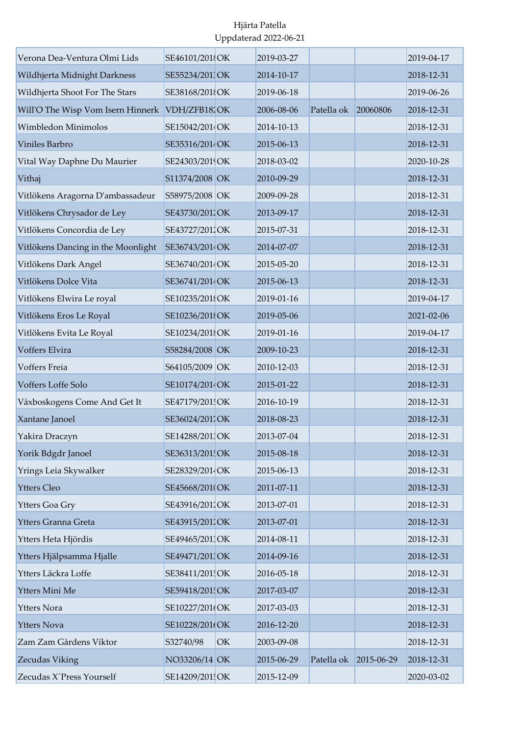Hjärta Patella
Uppdaterad 2022-06-21

| | | | | | | |
|---|---|---|---|---|---|---|
| Verona Dea-Ventura Olmi Lids | SE46101/2018 | OK | 2019-03-27 | | | 2019-04-17 |
| Wildhjerta Midnight Darkness | SE55234/2013 | OK | 2014-10-17 | | | 2018-12-31 |
| Wildhjerta Shoot For The Stars | SE38168/2018 | OK | 2019-06-18 | | | 2019-06-26 |
| Will'O The Wisp Vom Isern Hinnerk | VDH/ZFB182 | OK | 2006-08-06 | Patella ok | 20060806 | 2018-12-31 |
| Wimbledon Minimolos | SE15042/2014 | OK | 2014-10-13 | | | 2018-12-31 |
| Viniles Barbro | SE35316/2014 | OK | 2015-06-13 | | | 2018-12-31 |
| Vital Way Daphne Du Maurier | SE24303/2019 | OK | 2018-03-02 | | | 2020-10-28 |
| Vithaj | S11374/2008 | OK | 2010-09-29 | | | 2018-12-31 |
| Vitlökens Aragorna D'ambassadeur | S58975/2008 | OK | 2009-09-28 | | | 2018-12-31 |
| Vitlökens Chrysador de Ley | SE43730/2012 | OK | 2013-09-17 | | | 2018-12-31 |
| Vitlökens Concordia de Ley | SE43727/2012 | OK | 2015-07-31 | | | 2018-12-31 |
| Vitlökens Dancing in the Moonlight | SE36743/2014 | OK | 2014-07-07 | | | 2018-12-31 |
| Vitlökens Dark Angel | SE36740/2014 | OK | 2015-05-20 | | | 2018-12-31 |
| Vitlökens Dolce Vita | SE36741/2014 | OK | 2015-06-13 | | | 2018-12-31 |
| Vitlökens Elwira Le royal | SE10235/2018 | OK | 2019-01-16 | | | 2019-04-17 |
| Vitlökens Eros Le Royal | SE10236/2018 | OK | 2019-05-06 | | | 2021-02-06 |
| Vitlökens Evita Le Royal | SE10234/2018 | OK | 2019-01-16 | | | 2019-04-17 |
| Voffers Elvira | S58284/2008 | OK | 2009-10-23 | | | 2018-12-31 |
| Voffers Freia | S64105/2009 | OK | 2010-12-03 | | | 2018-12-31 |
| Voffers Loffe Solo | SE10174/2014 | OK | 2015-01-22 | | | 2018-12-31 |
| Våxboskogens Come And Get It | SE47179/2015 | OK | 2016-10-19 | | | 2018-12-31 |
| Xantane Janoel | SE36024/2017 | OK | 2018-08-23 | | | 2018-12-31 |
| Yakira Draczyn | SE14288/2013 | OK | 2013-07-04 | | | 2018-12-31 |
| Yorik Bdgdr Janoel | SE36313/2015 | OK | 2015-08-18 | | | 2018-12-31 |
| Yrings Leia Skywalker | SE28329/2014 | OK | 2015-06-13 | | | 2018-12-31 |
| Ytters Cleo | SE45668/2010 | OK | 2011-07-11 | | | 2018-12-31 |
| Ytters Goa Gry | SE43916/2012 | OK | 2013-07-01 | | | 2018-12-31 |
| Ytters Granna Greta | SE43915/2012 | OK | 2013-07-01 | | | 2018-12-31 |
| Ytters Heta Hjördis | SE49465/2013 | OK | 2014-08-11 | | | 2018-12-31 |
| Ytters Hjälpsamma Hjalle | SE49471/2013 | OK | 2014-09-16 | | | 2018-12-31 |
| Ytters Läckra Loffe | SE38411/2015 | OK | 2016-05-18 | | | 2018-12-31 |
| Ytters Mini Me | SE59418/2015 | OK | 2017-03-07 | | | 2018-12-31 |
| Ytters Nora | SE10227/2016 | OK | 2017-03-03 | | | 2018-12-31 |
| Ytters Nova | SE10228/2016 | OK | 2016-12-20 | | | 2018-12-31 |
| Zam Zam Gårdens Viktor | S32740/98 | OK | 2003-09-08 | | | 2018-12-31 |
| Zecudas Viking | NO33206/14 | OK | 2015-06-29 | Patella ok | 2015-06-29 | 2018-12-31 |
| Zecudas X´Press Yourself | SE14209/2015 | OK | 2015-12-09 | | | 2020-03-02 |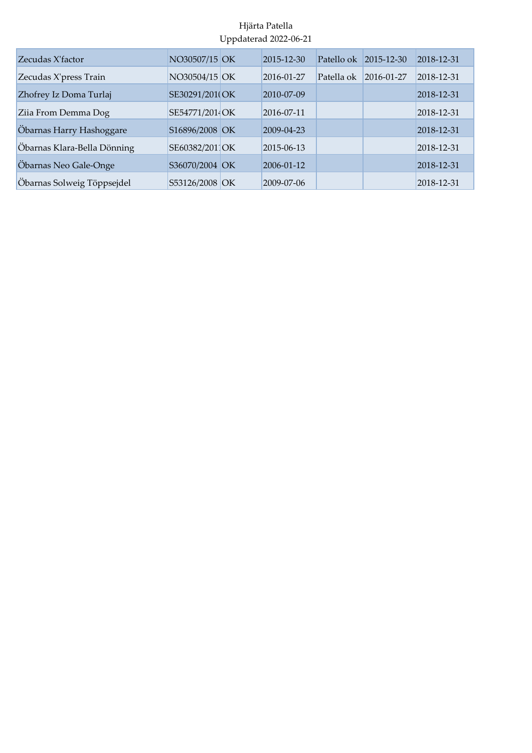Hjärta Patella
Uppdaterad 2022-06-21

| | | | | | | |
|---|---|---|---|---|---|---|
| Zecudas X'factor | NO30507/15 | OK | 2015-12-30 | Patello ok | 2015-12-30 | 2018-12-31 |
| Zecudas X'press Train | NO30504/15 | OK | 2016-01-27 | Patella ok | 2016-01-27 | 2018-12-31 |
| Zhofrey Iz Doma Turlaj | SE30291/201( | OK | 2010-07-09 | | | 2018-12-31 |
| Ziia From Demma Dog | SE54771/201 | OK | 2016-07-11 | | | 2018-12-31 |
| Öbarnas Harry Hashoggare | S16896/2008 | OK | 2009-04-23 | | | 2018-12-31 |
| Öbarnas Klara-Bella Dönning | SE60382/201 | OK | 2015-06-13 | | | 2018-12-31 |
| Öbarnas Neo Gale-Onge | S36070/2004 | OK | 2006-01-12 | | | 2018-12-31 |
| Öbarnas Solweig Töppsejdel | S53126/2008 | OK | 2009-07-06 | | | 2018-12-31 |